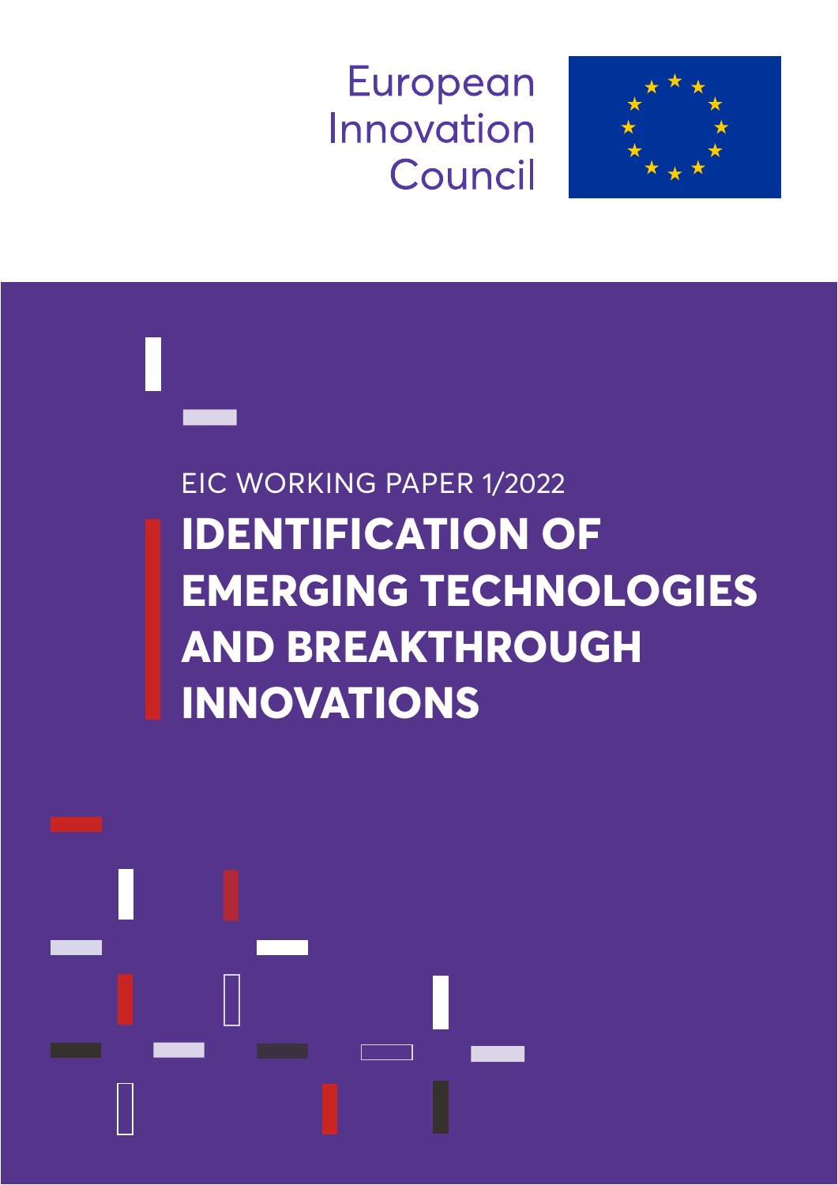European Innovation Council

EIC WORKING PAPER 1/2022

# IDENTIFICATION OF EMERGING TECHNOLOGIES AND BREAKTHROUGH INNOVATIONS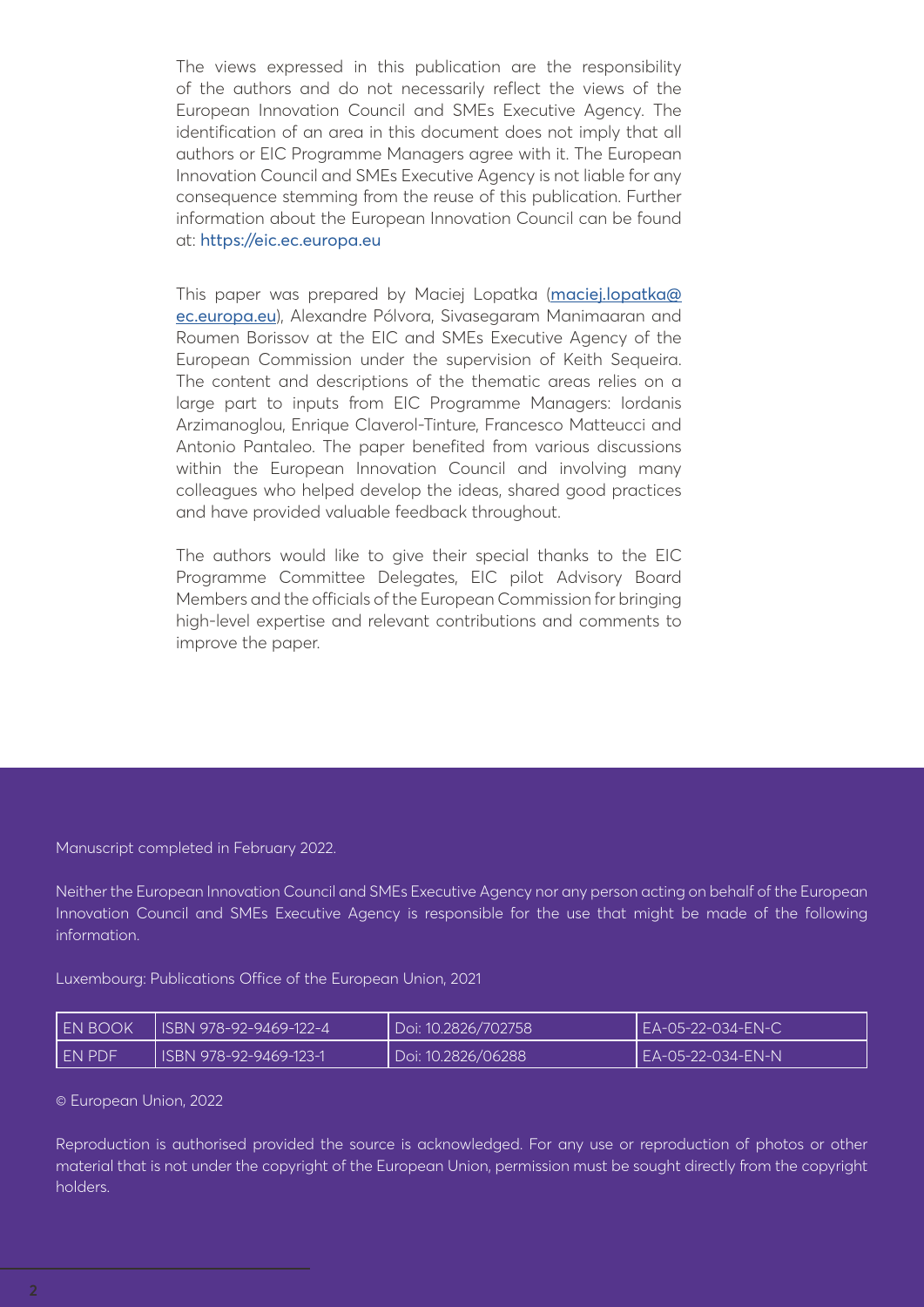The views expressed in this publication are the responsibility of the authors and do not necessarily reflect the views of the European Innovation Council and SMEs Executive Agency. The identification of an area in this document does not imply that all authors or EIC Programme Managers agree with it. The European Innovation Council and SMEs Executive Agency is not liable for any consequence stemming from the reuse of this publication. Further information about the European Innovation Council can be found at: https://eic.ec.europa.eu

This paper was prepared by Maciej Lopatka (maciej.lopatka@ec.europa.eu), Alexandre Pólvora, Sivasegaram Manimaaran and Roumen Borissov at the EIC and SMEs Executive Agency of the European Commission under the supervision of Keith Sequeira. The content and descriptions of the thematic areas relies on a large part to inputs from EIC Programme Managers: Iordanis Arzimanoglou, Enrique Claverol-Tinture, Francesco Matteucci and Antonio Pantaleo. The paper benefited from various discussions within the European Innovation Council and involving many colleagues who helped develop the ideas, shared good practices and have provided valuable feedback throughout.

The authors would like to give their special thanks to the EIC Programme Committee Delegates, EIC pilot Advisory Board Members and the officials of the European Commission for bringing high-level expertise and relevant contributions and comments to improve the paper.

Manuscript completed in February 2022.

Neither the European Innovation Council and SMEs Executive Agency nor any person acting on behalf of the European Innovation Council and SMEs Executive Agency is responsible for the use that might be made of the following information.

Luxembourg: Publications Office of the European Union, 2021

| EN BOOK | ISBN 978-92-9469-122-4 | Doi: 10.2826/702758 | EA-05-22-034-EN-C |
|---|---|---|---|
| EN PDF | ISBN 978-92-9469-123-1 | Doi: 10.2826/06288 | EA-05-22-034-EN-N |

© European Union, 2022

Reproduction is authorised provided the source is acknowledged. For any use or reproduction of photos or other material that is not under the copyright of the European Union, permission must be sought directly from the copyright holders.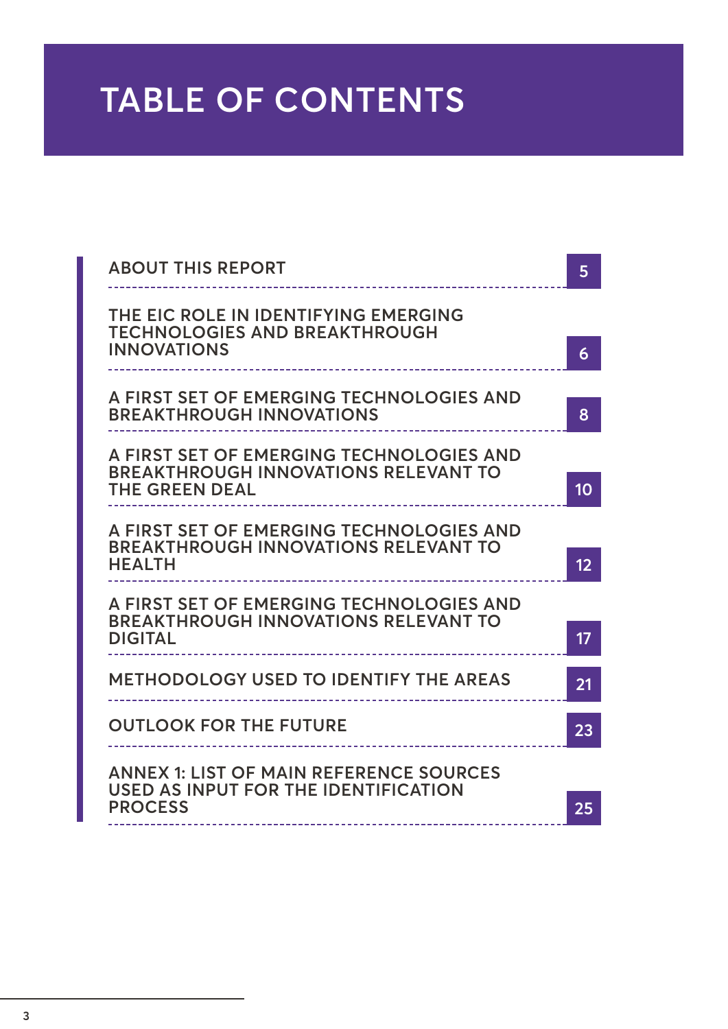# TABLE OF CONTENTS

| | |
|---|---|
| ABOUT THIS REPORT | 5 |
| THE EIC ROLE IN IDENTIFYING EMERGING TECHNOLOGIES AND BREAKTHROUGH INNOVATIONS | 6 |
| A FIRST SET OF EMERGING TECHNOLOGIES AND BREAKTHROUGH INNOVATIONS | 8 |
| A FIRST SET OF EMERGING TECHNOLOGIES AND BREAKTHROUGH INNOVATIONS RELEVANT TO THE GREEN DEAL | 10 |
| A FIRST SET OF EMERGING TECHNOLOGIES AND BREAKTHROUGH INNOVATIONS RELEVANT TO HEALTH | 12 |
| A FIRST SET OF EMERGING TECHNOLOGIES AND BREAKTHROUGH INNOVATIONS RELEVANT TO DIGITAL | 17 |
| METHODOLOGY USED TO IDENTIFY THE AREAS | 21 |
| OUTLOOK FOR THE FUTURE | 23 |
| ANNEX 1: LIST OF MAIN REFERENCE SOURCES USED AS INPUT FOR THE IDENTIFICATION PROCESS | 25 |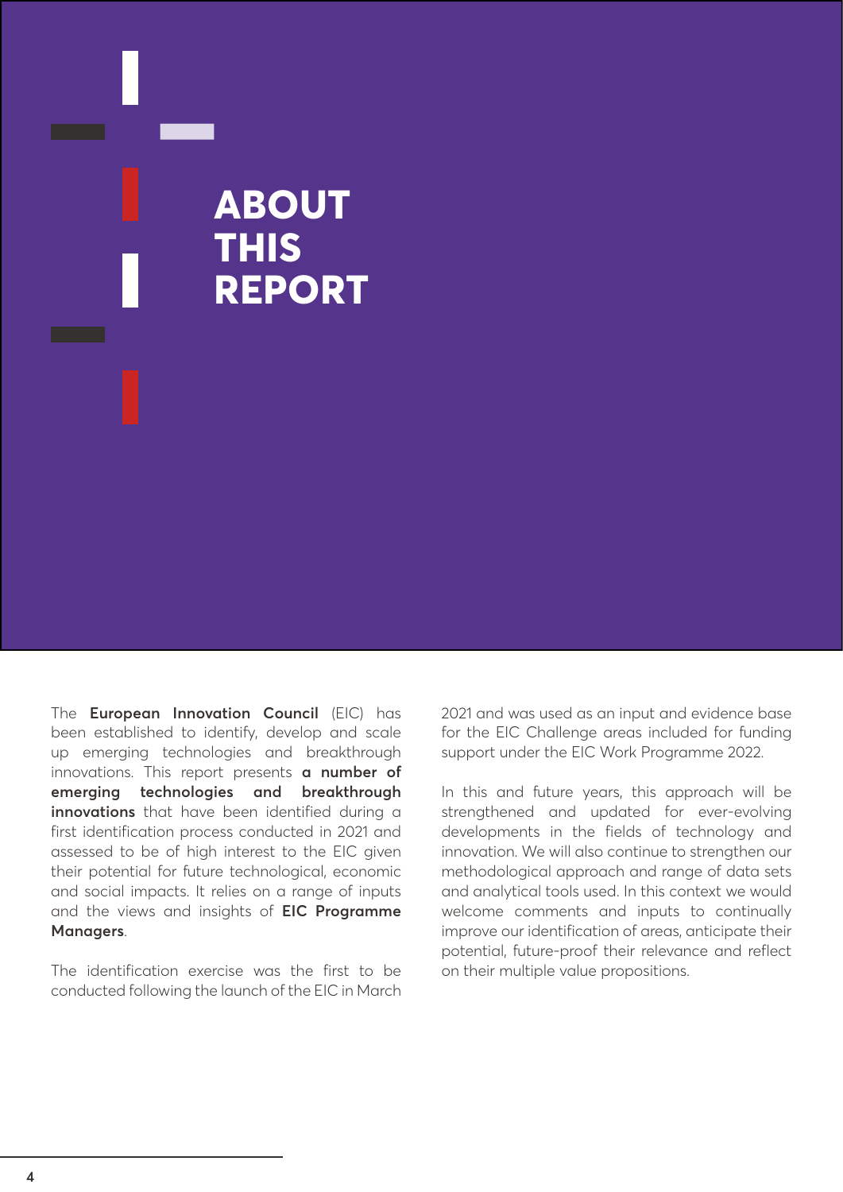# ABOUT THIS REPORT

The **European Innovation Council** (EIC) has been established to identify, develop and scale up emerging technologies and breakthrough innovations. This report presents **a number of emerging technologies and breakthrough innovations** that have been identified during a first identification process conducted in 2021 and assessed to be of high interest to the EIC given their potential for future technological, economic and social impacts. It relies on a range of inputs and the views and insights of **EIC Programme Managers**.

The identification exercise was the first to be conducted following the launch of the EIC in March 2021 and was used as an input and evidence base for the EIC Challenge areas included for funding support under the EIC Work Programme 2022.

In this and future years, this approach will be strengthened and updated for ever-evolving developments in the fields of technology and innovation. We will also continue to strengthen our methodological approach and range of data sets and analytical tools used. In this context we would welcome comments and inputs to continually improve our identification of areas, anticipate their potential, future-proof their relevance and reflect on their multiple value propositions.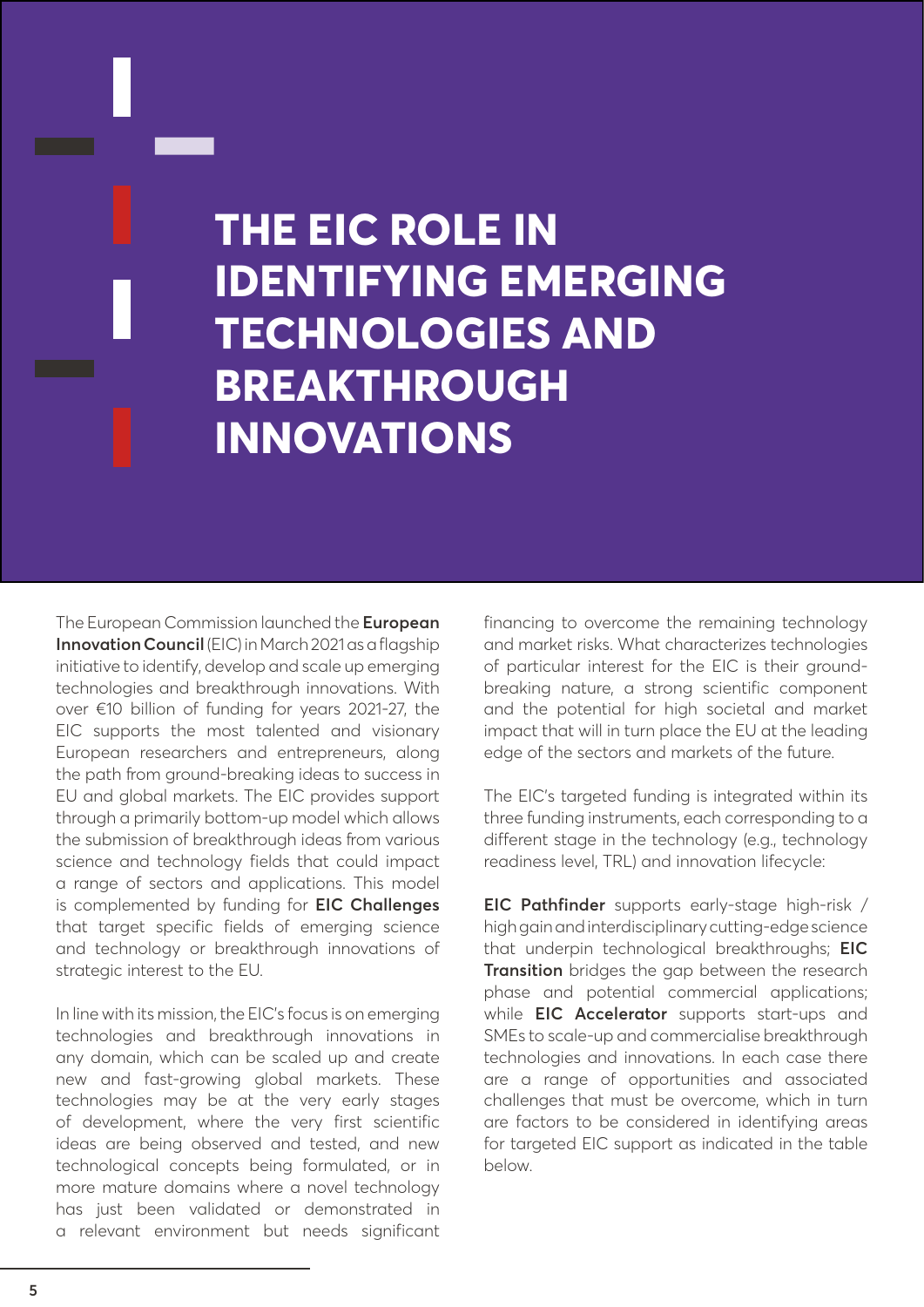# THE EIC ROLE IN IDENTIFYING EMERGING TECHNOLOGIES AND BREAKTHROUGH INNOVATIONS

The European Commission launched the **European Innovation Council** (EIC) in March 2021 as a flagship initiative to identify, develop and scale up emerging technologies and breakthrough innovations. With over €10 billion of funding for years 2021-27, the EIC supports the most talented and visionary European researchers and entrepreneurs, along the path from ground-breaking ideas to success in EU and global markets. The EIC provides support through a primarily bottom-up model which allows the submission of breakthrough ideas from various science and technology fields that could impact a range of sectors and applications. This model is complemented by funding for **EIC Challenges** that target specific fields of emerging science and technology or breakthrough innovations of strategic interest to the EU.

In line with its mission, the EIC's focus is on emerging technologies and breakthrough innovations in any domain, which can be scaled up and create new and fast-growing global markets. These technologies may be at the very early stages of development, where the very first scientific ideas are being observed and tested, and new technological concepts being formulated, or in more mature domains where a novel technology has just been validated or demonstrated in a relevant environment but needs significant financing to overcome the remaining technology and market risks. What characterizes technologies of particular interest for the EIC is their ground-breaking nature, a strong scientific component and the potential for high societal and market impact that will in turn place the EU at the leading edge of the sectors and markets of the future.

The EIC's targeted funding is integrated within its three funding instruments, each corresponding to a different stage in the technology (e.g., technology readiness level, TRL) and innovation lifecycle:

**EIC Pathfinder** supports early-stage high-risk / high gain and interdisciplinary cutting-edge science that underpin technological breakthroughs; **EIC Transition** bridges the gap between the research phase and potential commercial applications; while **EIC Accelerator** supports start-ups and SMEs to scale-up and commercialise breakthrough technologies and innovations. In each case there are a range of opportunities and associated challenges that must be overcome, which in turn are factors to be considered in identifying areas for targeted EIC support as indicated in the table below.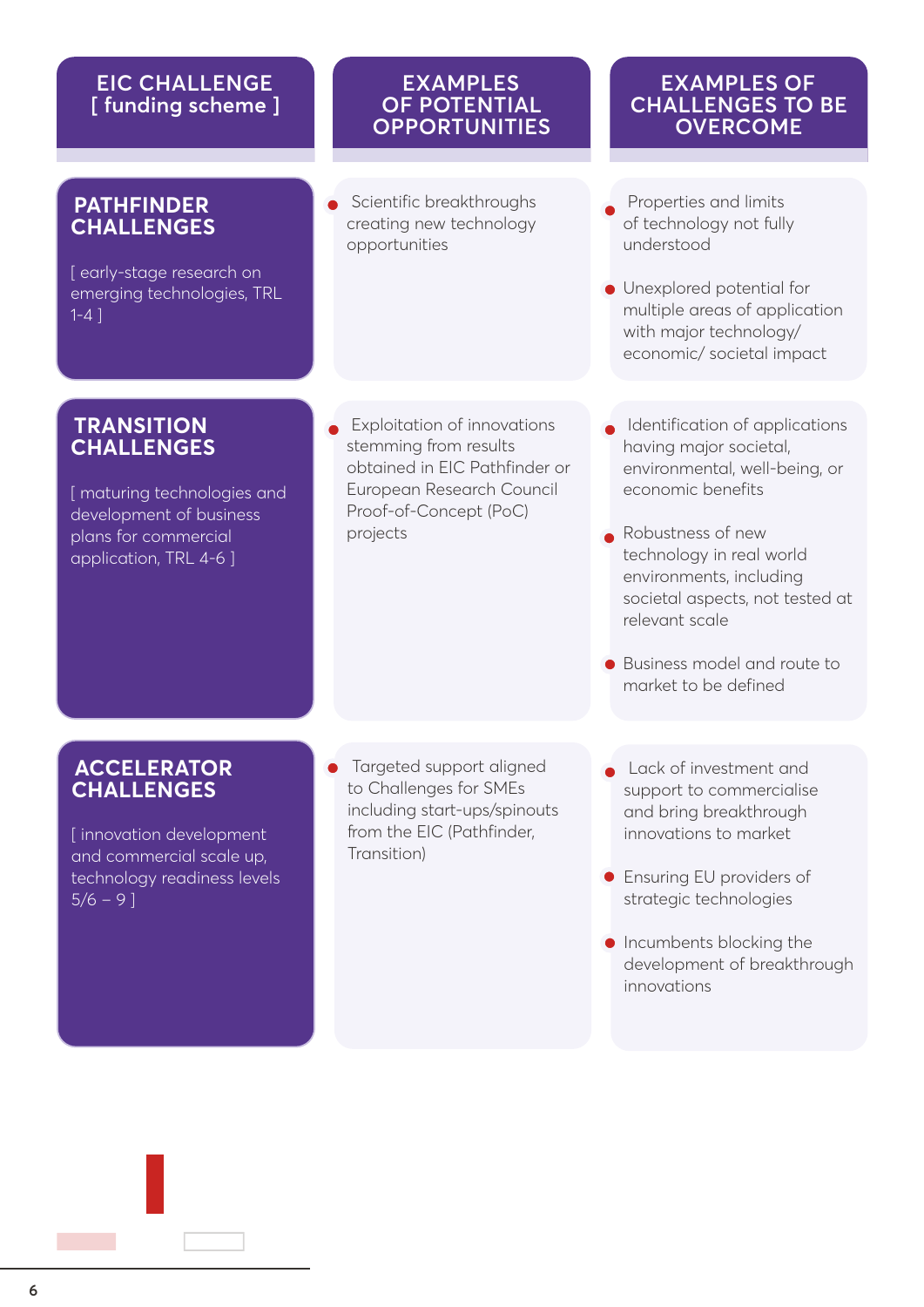| EIC CHALLENGE [ funding scheme ] | EXAMPLES OF POTENTIAL OPPORTUNITIES | EXAMPLES OF CHALLENGES TO BE OVERCOME |
|---|---|---|
| **PATHFINDER CHALLENGES** [ early-stage research on emerging technologies, TRL 1-4 ] | • Scientific breakthroughs creating new technology opportunities | • Properties and limits of technology not fully understood<br>• Unexplored potential for multiple areas of application with major technology/ economic/ societal impact |
| **TRANSITION CHALLENGES** [ maturing technologies and development of business plans for commercial application, TRL 4-6 ] | • Exploitation of innovations stemming from results obtained in EIC Pathfinder or European Research Council Proof-of-Concept (PoC) projects | • Identification of applications having major societal, environmental, well-being, or economic benefits<br>• Robustness of new technology in real world environments, including societal aspects, not tested at relevant scale<br>• Business model and route to market to be defined |
| **ACCELERATOR CHALLENGES** [ innovation development and commercial scale up, technology readiness levels 5/6 – 9 ] | • Targeted support aligned to Challenges for SMEs including start-ups/spinouts from the EIC (Pathfinder, Transition) | • Lack of investment and support to commercialise and bring breakthrough innovations to market<br>• Ensuring EU providers of strategic technologies<br>• Incumbents blocking the development of breakthrough innovations |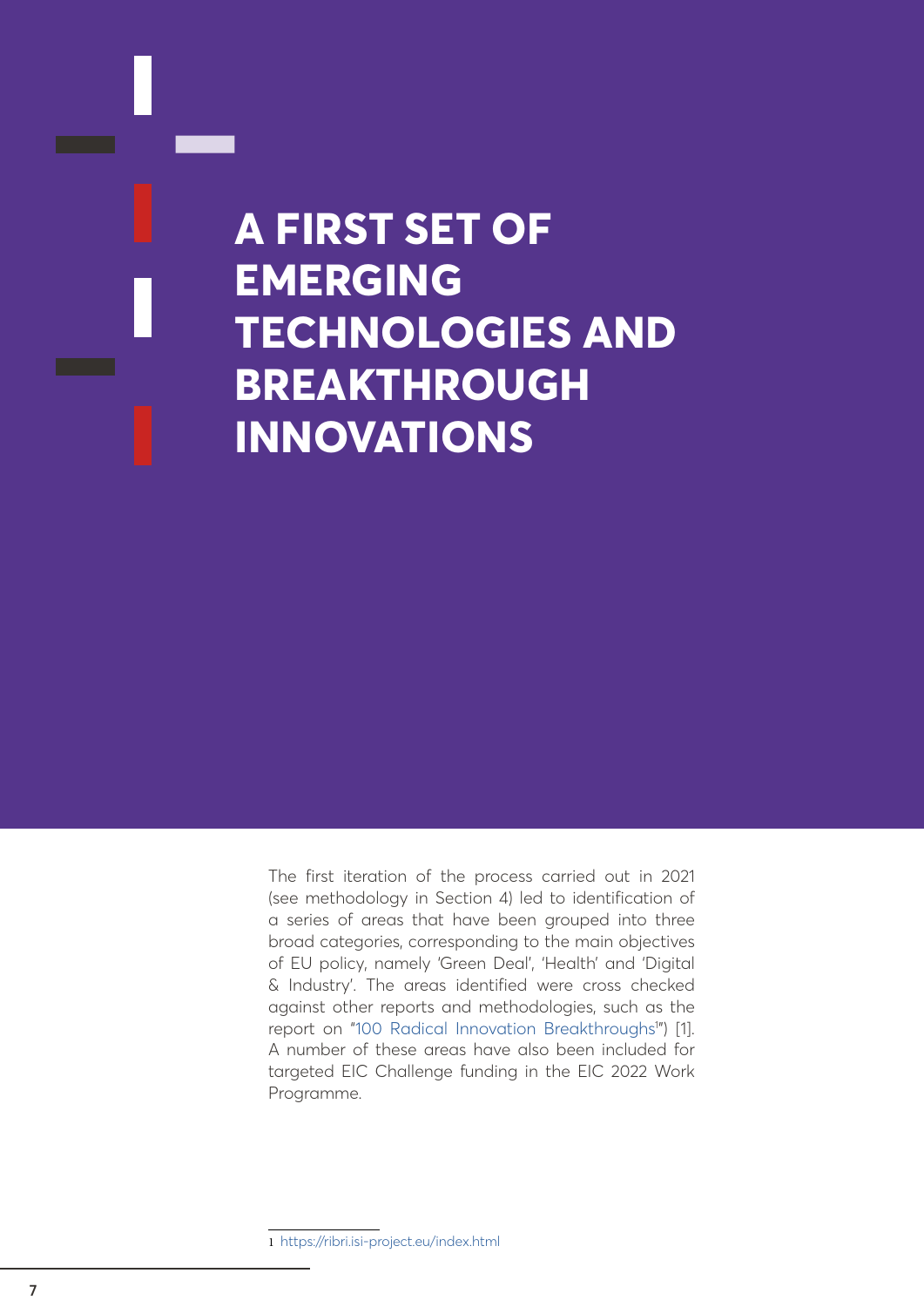# A FIRST SET OF EMERGING TECHNOLOGIES AND BREAKTHROUGH INNOVATIONS

The first iteration of the process carried out in 2021 (see methodology in Section 4) led to identification of a series of areas that have been grouped into three broad categories, corresponding to the main objectives of EU policy, namely 'Green Deal', 'Health' and 'Digital & Industry'. The areas identified were cross checked against other reports and methodologies, such as the report on "100 Radical Innovation Breakthroughs[1]") [1]. A number of these areas have also been included for targeted EIC Challenge funding in the EIC 2022 Work Programme.

1 https://ribri.isi-project.eu/index.html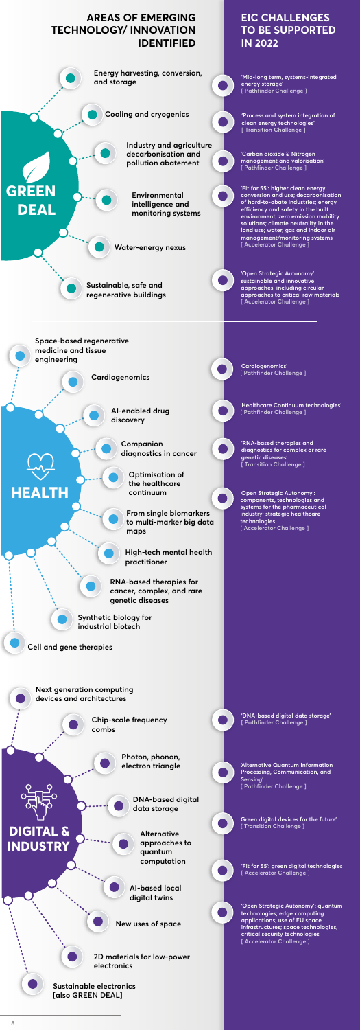## AREAS OF EMERGING TECHNOLOGY/ INNOVATION IDENTIFIED

## EIC CHALLENGES TO BE SUPPORTED IN 2022

### GREEN DEAL

**Areas of emerging technology/innovation identified:**

- Energy harvesting, conversion, and storage
- Cooling and cryogenics
- Industry and agriculture decarbonisation and pollution abatement
- Environmental intelligence and monitoring systems
- Water-energy nexus
- Sustainable, safe and regenerative buildings

**EIC challenges to be supported in 2022:**

- 'Mid-long term, systems-integrated energy storage' [ Pathfinder Challenge ]
- 'Process and system integration of clean energy technologies' [ Transition Challenge ]
- 'Carbon dioxide & Nitrogen management and valorisation' [ Pathfinder Challenge ]
- 'Fit for 55': higher clean energy conversion and use; decarbonisation of hard-to-abate industries; energy efficiency and safety in the built environment; zero emission mobility solutions; climate neutrality in the land use; water, gas and indoor air management/monitoring systems [ Accelerator Challenge ]
- 'Open Strategic Autonomy': sustainable and innovative approaches, including circular approaches to critical raw materials [ Accelerator Challenge ]

### HEALTH

**Areas of emerging technology/innovation identified:**

- Space-based regenerative medicine and tissue engineering
- Cardiogenomics
- AI-enabled drug discovery
- Companion diagnostics in cancer
- Optimisation of the healthcare continuum
- From single biomarkers to multi-marker big data maps
- High-tech mental health practitioner
- RNA-based therapies for cancer, complex, and rare genetic diseases
- Synthetic biology for industrial biotech
- Cell and gene therapies

**EIC challenges to be supported in 2022:**

- 'Cardiogenomics' [ Pathfinder Challenge ]
- 'Healthcare Continuum technologies' [ Pathfinder Challenge ]
- 'RNA-based therapies and diagnostics for complex or rare genetic diseases' [ Transition Challenge ]
- 'Open Strategic Autonomy': components, technologies and systems for the pharmaceutical industry; strategic healthcare technologies [ Accelerator Challenge ]

### DIGITAL & INDUSTRY

**Areas of emerging technology/innovation identified:**

- Next generation computing devices and architectures
- Chip-scale frequency combs
- Photon, phonon, electron triangle
- DNA-based digital data storage
- Alternative approaches to quantum computation
- AI-based local digital twins
- New uses of space
- 2D materials for low-power electronics
- Sustainable electronics [also GREEN DEAL]

**EIC challenges to be supported in 2022:**

- 'DNA-based digital data storage' [ Pathfinder Challenge ]
- 'Alternative Quantum Information Processing, Communication, and Sensing' [ Pathfinder Challenge ]
- Green digital devices for the future' [ Transition Challenge ]
- 'Fit for 55': green digital technologies [ Accelerator Challenge ]
- 'Open Strategic Autonomy': quantum technologies; edge computing applications; use of EU space infrastructures; space technologies, critical security technologies [ Accelerator Challenge ]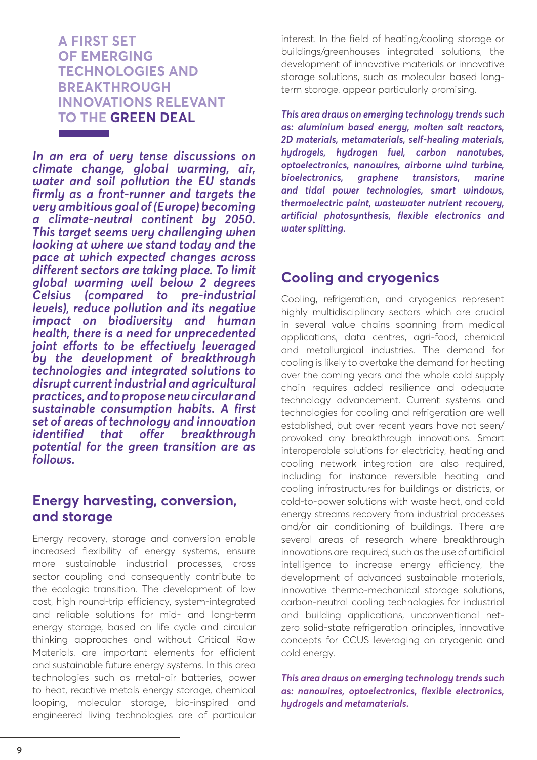## A FIRST SET OF EMERGING TECHNOLOGIES AND BREAKTHROUGH INNOVATIONS RELEVANT TO THE **GREEN DEAL**

***In an era of very tense discussions on climate change, global warming, air, water and soil pollution the EU stands firmly as a front-runner and targets the very ambitious goal of (Europe) becoming a climate-neutral continent by 2050. This target seems very challenging when looking at where we stand today and the pace at which expected changes across different sectors are taking place. To limit global warming well below 2 degrees Celsius (compared to pre-industrial levels), reduce pollution and its negative impact on biodiversity and human health, there is a need for unprecedented joint efforts to be effectively leveraged by the development of breakthrough technologies and integrated solutions to disrupt current industrial and agricultural practices, and to propose new circular and sustainable consumption habits. A first set of areas of technology and innovation identified that offer breakthrough potential for the green transition are as follows.***

### Energy harvesting, conversion, and storage

Energy recovery, storage and conversion enable increased flexibility of energy systems, ensure more sustainable industrial processes, cross sector coupling and consequently contribute to the ecologic transition. The development of low cost, high round-trip efficiency, system-integrated and reliable solutions for mid- and long-term energy storage, based on life cycle and circular thinking approaches and without Critical Raw Materials, are important elements for efficient and sustainable future energy systems. In this area technologies such as metal-air batteries, power to heat, reactive metals energy storage, chemical looping, molecular storage, bio-inspired and engineered living technologies are of particular interest. In the field of heating/cooling storage or buildings/greenhouses integrated solutions, the development of innovative materials or innovative storage solutions, such as molecular based long-term storage, appear particularly promising.

***This area draws on emerging technology trends such as: aluminium based energy, molten salt reactors, 2D materials, metamaterials, self-healing materials, hydrogels, hydrogen fuel, carbon nanotubes, optoelectronics, nanowires, airborne wind turbine, bioelectronics, graphene transistors, marine and tidal power technologies, smart windows, thermoelectric paint, wastewater nutrient recovery, artificial photosynthesis, flexible electronics and water splitting.***

### Cooling and cryogenics

Cooling, refrigeration, and cryogenics represent highly multidisciplinary sectors which are crucial in several value chains spanning from medical applications, data centres, agri-food, chemical and metallurgical industries. The demand for cooling is likely to overtake the demand for heating over the coming years and the whole cold supply chain requires added resilience and adequate technology advancement. Current systems and technologies for cooling and refrigeration are well established, but over recent years have not seen/provoked any breakthrough innovations. Smart interoperable solutions for electricity, heating and cooling network integration are also required, including for instance reversible heating and cooling infrastructures for buildings or districts, or cold-to-power solutions with waste heat, and cold energy streams recovery from industrial processes and/or air conditioning of buildings. There are several areas of research where breakthrough innovations are required, such as the use of artificial intelligence to increase energy efficiency, the development of advanced sustainable materials, innovative thermo-mechanical storage solutions, carbon-neutral cooling technologies for industrial and building applications, unconventional net-zero solid-state refrigeration principles, innovative concepts for CCUS leveraging on cryogenic and cold energy.

***This area draws on emerging technology trends such as: nanowires, optoelectronics, flexible electronics, hydrogels and metamaterials.***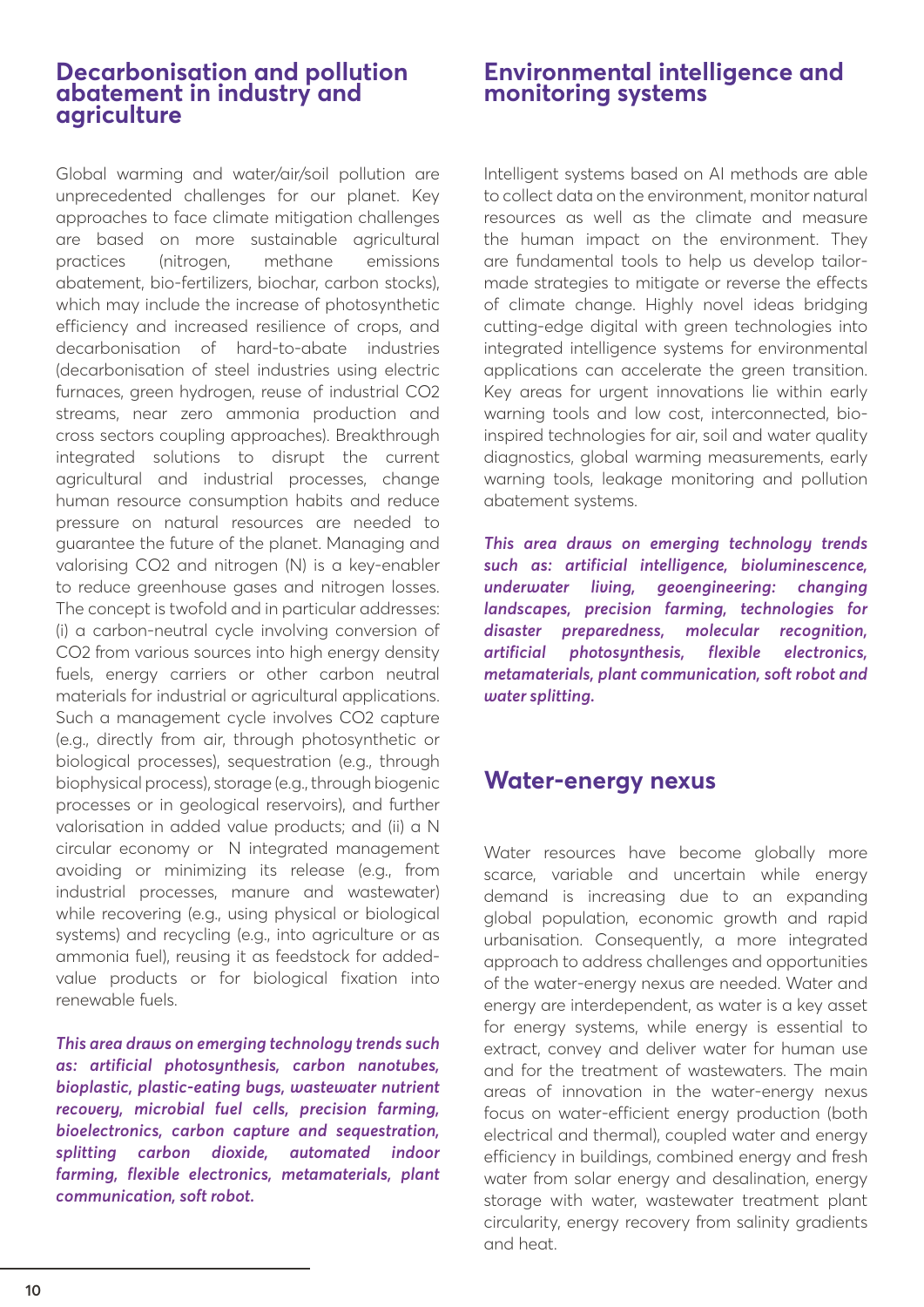## Decarbonisation and pollution abatement in industry and agriculture

Global warming and water/air/soil pollution are unprecedented challenges for our planet. Key approaches to face climate mitigation challenges are based on more sustainable agricultural practices (nitrogen, methane emissions abatement, bio-fertilizers, biochar, carbon stocks), which may include the increase of photosynthetic efficiency and increased resilience of crops, and decarbonisation of hard-to-abate industries (decarbonisation of steel industries using electric furnaces, green hydrogen, reuse of industrial $CO_2$ streams, near zero ammonia production and cross sectors coupling approaches). Breakthrough integrated solutions to disrupt the current agricultural and industrial processes, change human resource consumption habits and reduce pressure on natural resources are needed to guarantee the future of the planet. Managing and valorising $CO_2$ and nitrogen (N) is a key-enabler to reduce greenhouse gases and nitrogen losses. The concept is twofold and in particular addresses: (i) a carbon-neutral cycle involving conversion of $CO_2$ from various sources into high energy density fuels, energy carriers or other carbon neutral materials for industrial or agricultural applications. Such a management cycle involves $CO_2$ capture (e.g., directly from air, through photosynthetic or biological processes), sequestration (e.g., through biophysical process), storage (e.g., through biogenic processes or in geological reservoirs), and further valorisation in added value products; and (ii) a N circular economy or N integrated management avoiding or minimizing its release (e.g., from industrial processes, manure and wastewater) while recovering (e.g., using physical or biological systems) and recycling (e.g., into agriculture or as ammonia fuel), reusing it as feedstock for added-value products or for biological fixation into renewable fuels.

***This area draws on emerging technology trends such as: artificial photosynthesis, carbon nanotubes, bioplastic, plastic-eating bugs, wastewater nutrient recovery, microbial fuel cells, precision farming, bioelectronics, carbon capture and sequestration, splitting carbon dioxide, automated indoor farming, flexible electronics, metamaterials, plant communication, soft robot.***

## Environmental intelligence and monitoring systems

Intelligent systems based on AI methods are able to collect data on the environment, monitor natural resources as well as the climate and measure the human impact on the environment. They are fundamental tools to help us develop tailor-made strategies to mitigate or reverse the effects of climate change. Highly novel ideas bridging cutting-edge digital with green technologies into integrated intelligence systems for environmental applications can accelerate the green transition. Key areas for urgent innovations lie within early warning tools and low cost, interconnected, bio-inspired technologies for air, soil and water quality diagnostics, global warming measurements, early warning tools, leakage monitoring and pollution abatement systems.

***This area draws on emerging technology trends such as: artificial intelligence, bioluminescence, underwater living, geoengineering: changing landscapes, precision farming, technologies for disaster preparedness, molecular recognition, artificial photosynthesis, flexible electronics, metamaterials, plant communication, soft robot and water splitting.***

## Water-energy nexus

Water resources have become globally more scarce, variable and uncertain while energy demand is increasing due to an expanding global population, economic growth and rapid urbanisation. Consequently, a more integrated approach to address challenges and opportunities of the water-energy nexus are needed. Water and energy are interdependent, as water is a key asset for energy systems, while energy is essential to extract, convey and deliver water for human use and for the treatment of wastewaters. The main areas of innovation in the water-energy nexus focus on water-efficient energy production (both electrical and thermal), coupled water and energy efficiency in buildings, combined energy and fresh water from solar energy and desalination, energy storage with water, wastewater treatment plant circularity, energy recovery from salinity gradients and heat.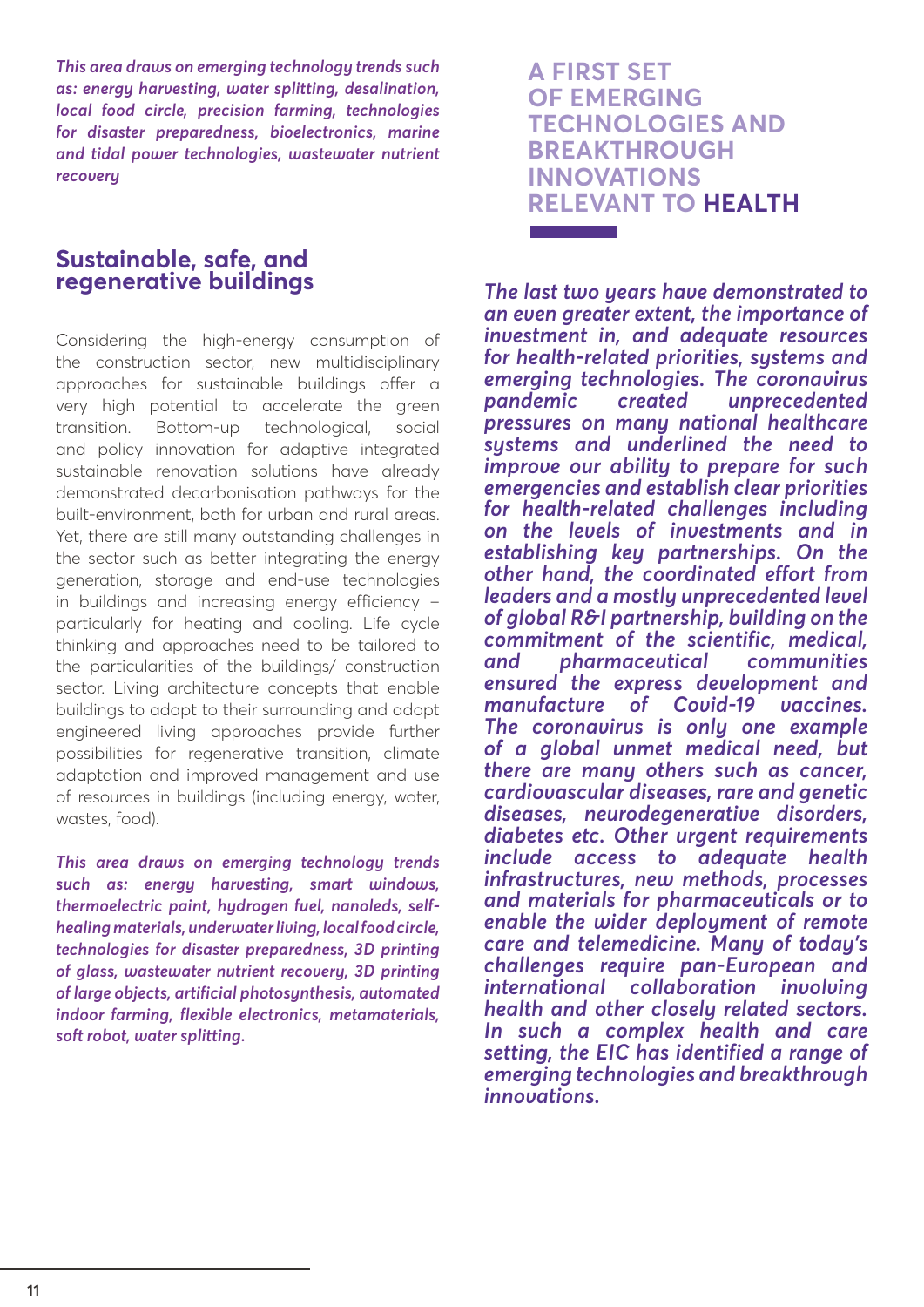*This area draws on emerging technology trends such as: energy harvesting, water splitting, desalination, local food circle, precision farming, technologies for disaster preparedness, bioelectronics, marine and tidal power technologies, wastewater nutrient recovery*

## Sustainable, safe, and regenerative buildings

Considering the high-energy consumption of the construction sector, new multidisciplinary approaches for sustainable buildings offer a very high potential to accelerate the green transition. Bottom-up technological, social and policy innovation for adaptive integrated sustainable renovation solutions have already demonstrated decarbonisation pathways for the built-environment, both for urban and rural areas. Yet, there are still many outstanding challenges in the sector such as better integrating the energy generation, storage and end-use technologies in buildings and increasing energy efficiency – particularly for heating and cooling. Life cycle thinking and approaches need to be tailored to the particularities of the buildings/ construction sector. Living architecture concepts that enable buildings to adapt to their surrounding and adopt engineered living approaches provide further possibilities for regenerative transition, climate adaptation and improved management and use of resources in buildings (including energy, water, wastes, food).

*This area draws on emerging technology trends such as: energy harvesting, smart windows, thermoelectric paint, hydrogen fuel, nanoleds, self-healing materials, underwater living, local food circle, technologies for disaster preparedness, 3D printing of glass, wastewater nutrient recovery, 3D printing of large objects, artificial photosynthesis, automated indoor farming, flexible electronics, metamaterials, soft robot, water splitting.*

# A FIRST SET OF EMERGING TECHNOLOGIES AND BREAKTHROUGH INNOVATIONS RELEVANT TO **HEALTH**

***The last two years have demonstrated to an even greater extent, the importance of investment in, and adequate resources for health-related priorities, systems and emerging technologies. The coronavirus pandemic created unprecedented pressures on many national healthcare systems and underlined the need to improve our ability to prepare for such emergencies and establish clear priorities for health-related challenges including on the levels of investments and in establishing key partnerships. On the other hand, the coordinated effort from leaders and a mostly unprecedented level of global R&I partnership, building on the commitment of the scientific, medical, and pharmaceutical communities ensured the express development and manufacture of Covid-19 vaccines. The coronavirus is only one example of a global unmet medical need, but there are many others such as cancer, cardiovascular diseases, rare and genetic diseases, neurodegenerative disorders, diabetes etc. Other urgent requirements include access to adequate health infrastructures, new methods, processes and materials for pharmaceuticals or to enable the wider deployment of remote care and telemedicine. Many of today's challenges require pan-European and international collaboration involving health and other closely related sectors. In such a complex health and care setting, the EIC has identified a range of emerging technologies and breakthrough innovations.***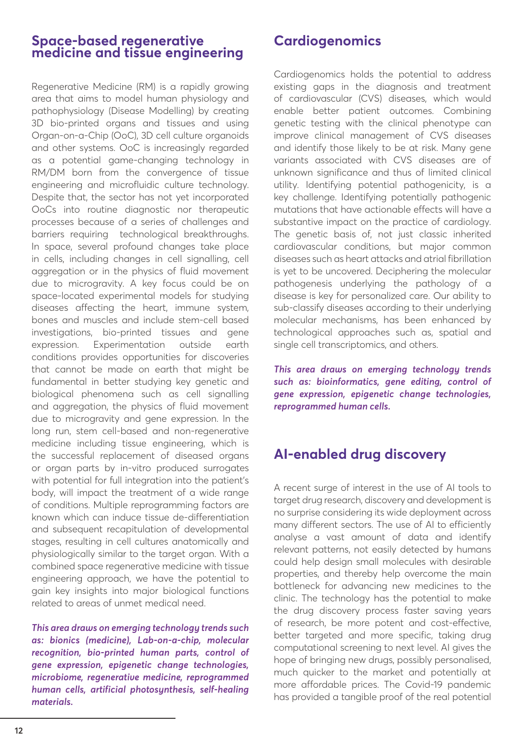## Space-based regenerative medicine and tissue engineering

Regenerative Medicine (RM) is a rapidly growing area that aims to model human physiology and pathophysiology (Disease Modelling) by creating 3D bio-printed organs and tissues and using Organ-on-a-Chip (OoC), 3D cell culture organoids and other systems. OoC is increasingly regarded as a potential game-changing technology in RM/DM born from the convergence of tissue engineering and microfluidic culture technology. Despite that, the sector has not yet incorporated OoCs into routine diagnostic nor therapeutic processes because of a series of challenges and barriers requiring technological breakthroughs. In space, several profound changes take place in cells, including changes in cell signalling, cell aggregation or in the physics of fluid movement due to microgravity. A key focus could be on space-located experimental models for studying diseases affecting the heart, immune system, bones and muscles and include stem-cell based investigations, bio-printed tissues and gene expression. Experimentation outside earth conditions provides opportunities for discoveries that cannot be made on earth that might be fundamental in better studying key genetic and biological phenomena such as cell signalling and aggregation, the physics of fluid movement due to microgravity and gene expression. In the long run, stem cell-based and non-regenerative medicine including tissue engineering, which is the successful replacement of diseased organs or organ parts by in-vitro produced surrogates with potential for full integration into the patient's body, will impact the treatment of a wide range of conditions. Multiple reprogramming factors are known which can induce tissue de-differentiation and subsequent recapitulation of developmental stages, resulting in cell cultures anatomically and physiologically similar to the target organ. With a combined space regenerative medicine with tissue engineering approach, we have the potential to gain key insights into major biological functions related to areas of unmet medical need.

***This area draws on emerging technology trends such as: bionics (medicine), Lab-on-a-chip, molecular recognition, bio-printed human parts, control of gene expression, epigenetic change technologies, microbiome, regenerative medicine, reprogrammed human cells, artificial photosynthesis, self-healing materials.***

## Cardiogenomics

Cardiogenomics holds the potential to address existing gaps in the diagnosis and treatment of cardiovascular (CVS) diseases, which would enable better patient outcomes. Combining genetic testing with the clinical phenotype can improve clinical management of CVS diseases and identify those likely to be at risk. Many gene variants associated with CVS diseases are of unknown significance and thus of limited clinical utility. Identifying potential pathogenicity, is a key challenge. Identifying potentially pathogenic mutations that have actionable effects will have a substantive impact on the practice of cardiology. The genetic basis of, not just classic inherited cardiovascular conditions, but major common diseases such as heart attacks and atrial fibrillation is yet to be uncovered. Deciphering the molecular pathogenesis underlying the pathology of a disease is key for personalized care. Our ability to sub-classify diseases according to their underlying molecular mechanisms, has been enhanced by technological approaches such as, spatial and single cell transcriptomics, and others.

***This area draws on emerging technology trends such as: bioinformatics, gene editing, control of gene expression, epigenetic change technologies, reprogrammed human cells.***

## AI-enabled drug discovery

A recent surge of interest in the use of AI tools to target drug research, discovery and development is no surprise considering its wide deployment across many different sectors. The use of AI to efficiently analyse a vast amount of data and identify relevant patterns, not easily detected by humans could help design small molecules with desirable properties, and thereby help overcome the main bottleneck for advancing new medicines to the clinic. The technology has the potential to make the drug discovery process faster saving years of research, be more potent and cost-effective, better targeted and more specific, taking drug computational screening to next level. AI gives the hope of bringing new drugs, possibly personalised, much quicker to the market and potentially at more affordable prices. The Covid-19 pandemic has provided a tangible proof of the real potential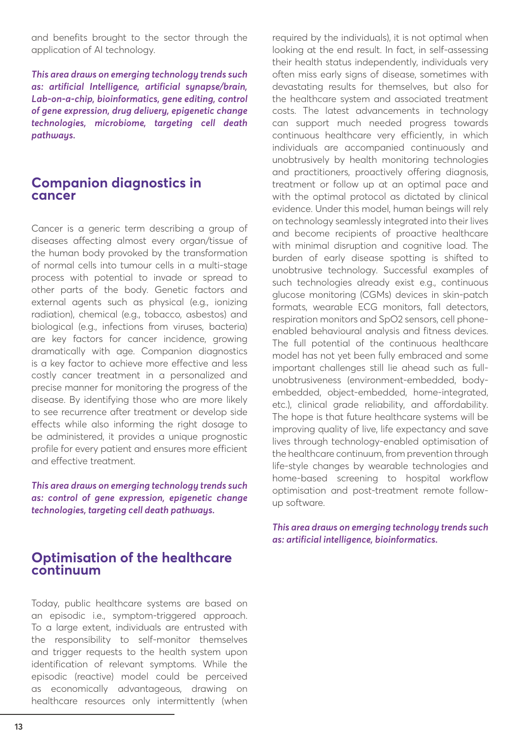and benefits brought to the sector through the application of AI technology.

***This area draws on emerging technology trends such as: artificial Intelligence, artificial synapse/brain, Lab-on-a-chip, bioinformatics, gene editing, control of gene expression, drug delivery, epigenetic change technologies, microbiome, targeting cell death pathways.***

## Companion diagnostics in cancer

Cancer is a generic term describing a group of diseases affecting almost every organ/tissue of the human body provoked by the transformation of normal cells into tumour cells in a multi-stage process with potential to invade or spread to other parts of the body. Genetic factors and external agents such as physical (e.g., ionizing radiation), chemical (e.g., tobacco, asbestos) and biological (e.g., infections from viruses, bacteria) are key factors for cancer incidence, growing dramatically with age. Companion diagnostics is a key factor to achieve more effective and less costly cancer treatment in a personalized and precise manner for monitoring the progress of the disease. By identifying those who are more likely to see recurrence after treatment or develop side effects while also informing the right dosage to be administered, it provides a unique prognostic profile for every patient and ensures more efficient and effective treatment.

***This area draws on emerging technology trends such as: control of gene expression, epigenetic change technologies, targeting cell death pathways.***

## Optimisation of the healthcare continuum

Today, public healthcare systems are based on an episodic i.e., symptom-triggered approach. To a large extent, individuals are entrusted with the responsibility to self-monitor themselves and trigger requests to the health system upon identification of relevant symptoms. While the episodic (reactive) model could be perceived as economically advantageous, drawing on healthcare resources only intermittently (when required by the individuals), it is not optimal when looking at the end result. In fact, in self-assessing their health status independently, individuals very often miss early signs of disease, sometimes with devastating results for themselves, but also for the healthcare system and associated treatment costs. The latest advancements in technology can support much needed progress towards continuous healthcare very efficiently, in which individuals are accompanied continuously and unobtrusively by health monitoring technologies and practitioners, proactively offering diagnosis, treatment or follow up at an optimal pace and with the optimal protocol as dictated by clinical evidence. Under this model, human beings will rely on technology seamlessly integrated into their lives and become recipients of proactive healthcare with minimal disruption and cognitive load. The burden of early disease spotting is shifted to unobtrusive technology. Successful examples of such technologies already exist e.g., continuous glucose monitoring (CGMs) devices in skin-patch formats, wearable ECG monitors, fall detectors, respiration monitors and SpO2 sensors, cell phone-enabled behavioural analysis and fitness devices. The full potential of the continuous healthcare model has not yet been fully embraced and some important challenges still lie ahead such as full-unobtrusiveness (environment-embedded, body-embedded, object-embedded, home-integrated, etc.), clinical grade reliability, and affordability. The hope is that future healthcare systems will be improving quality of live, life expectancy and save lives through technology-enabled optimisation of the healthcare continuum, from prevention through life-style changes by wearable technologies and home-based screening to hospital workflow optimisation and post-treatment remote follow-up software.

***This area draws on emerging technology trends such as: artificial intelligence, bioinformatics.***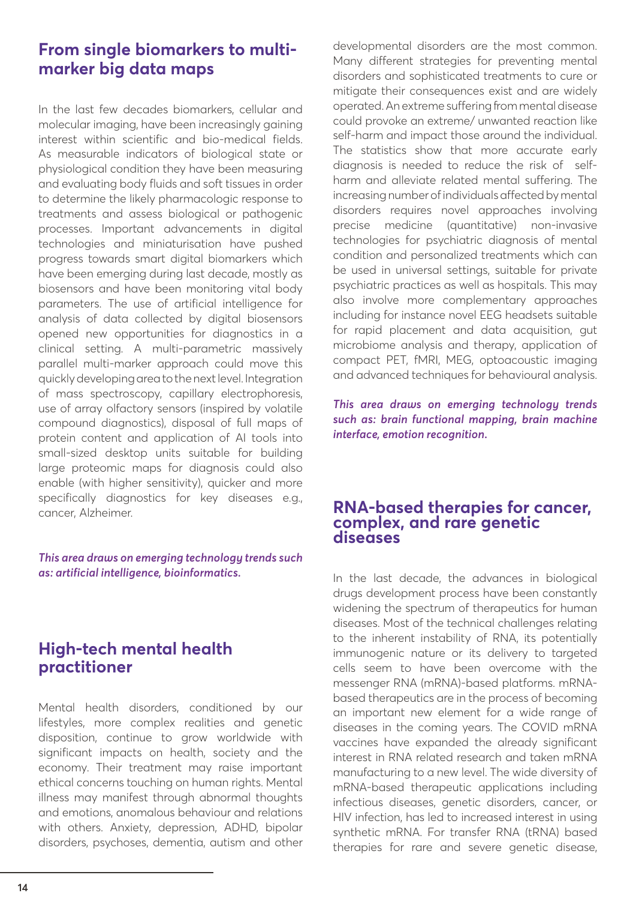## From single biomarkers to multi-marker big data maps

In the last few decades biomarkers, cellular and molecular imaging, have been increasingly gaining interest within scientific and bio-medical fields. As measurable indicators of biological state or physiological condition they have been measuring and evaluating body fluids and soft tissues in order to determine the likely pharmacologic response to treatments and assess biological or pathogenic processes. Important advancements in digital technologies and miniaturisation have pushed progress towards smart digital biomarkers which have been emerging during last decade, mostly as biosensors and have been monitoring vital body parameters. The use of artificial intelligence for analysis of data collected by digital biosensors opened new opportunities for diagnostics in a clinical setting. A multi-parametric massively parallel multi-marker approach could move this quickly developing area to the next level. Integration of mass spectroscopy, capillary electrophoresis, use of array olfactory sensors (inspired by volatile compound diagnostics), disposal of full maps of protein content and application of AI tools into small-sized desktop units suitable for building large proteomic maps for diagnosis could also enable (with higher sensitivity), quicker and more specifically diagnostics for key diseases e.g., cancer, Alzheimer.

***This area draws on emerging technology trends such as: artificial intelligence, bioinformatics.***

## High-tech mental health practitioner

Mental health disorders, conditioned by our lifestyles, more complex realities and genetic disposition, continue to grow worldwide with significant impacts on health, society and the economy. Their treatment may raise important ethical concerns touching on human rights. Mental illness may manifest through abnormal thoughts and emotions, anomalous behaviour and relations with others. Anxiety, depression, ADHD, bipolar disorders, psychoses, dementia, autism and other developmental disorders are the most common. Many different strategies for preventing mental disorders and sophisticated treatments to cure or mitigate their consequences exist and are widely operated. An extreme suffering from mental disease could provoke an extreme/ unwanted reaction like self-harm and impact those around the individual. The statistics show that more accurate early diagnosis is needed to reduce the risk of self-harm and alleviate related mental suffering. The increasing number of individuals affected by mental disorders requires novel approaches involving precise medicine (quantitative) non-invasive technologies for psychiatric diagnosis of mental condition and personalized treatments which can be used in universal settings, suitable for private psychiatric practices as well as hospitals. This may also involve more complementary approaches including for instance novel EEG headsets suitable for rapid placement and data acquisition, gut microbiome analysis and therapy, application of compact PET, fMRI, MEG, optoacoustic imaging and advanced techniques for behavioural analysis.

***This area draws on emerging technology trends such as: brain functional mapping, brain machine interface, emotion recognition.***

## RNA-based therapies for cancer, complex, and rare genetic diseases

In the last decade, the advances in biological drugs development process have been constantly widening the spectrum of therapeutics for human diseases. Most of the technical challenges relating to the inherent instability of RNA, its potentially immunogenic nature or its delivery to targeted cells seem to have been overcome with the messenger RNA (mRNA)-based platforms. mRNA-based therapeutics are in the process of becoming an important new element for a wide range of diseases in the coming years. The COVID mRNA vaccines have expanded the already significant interest in RNA related research and taken mRNA manufacturing to a new level. The wide diversity of mRNA-based therapeutic applications including infectious diseases, genetic disorders, cancer, or HIV infection, has led to increased interest in using synthetic mRNA. For transfer RNA (tRNA) based therapies for rare and severe genetic disease,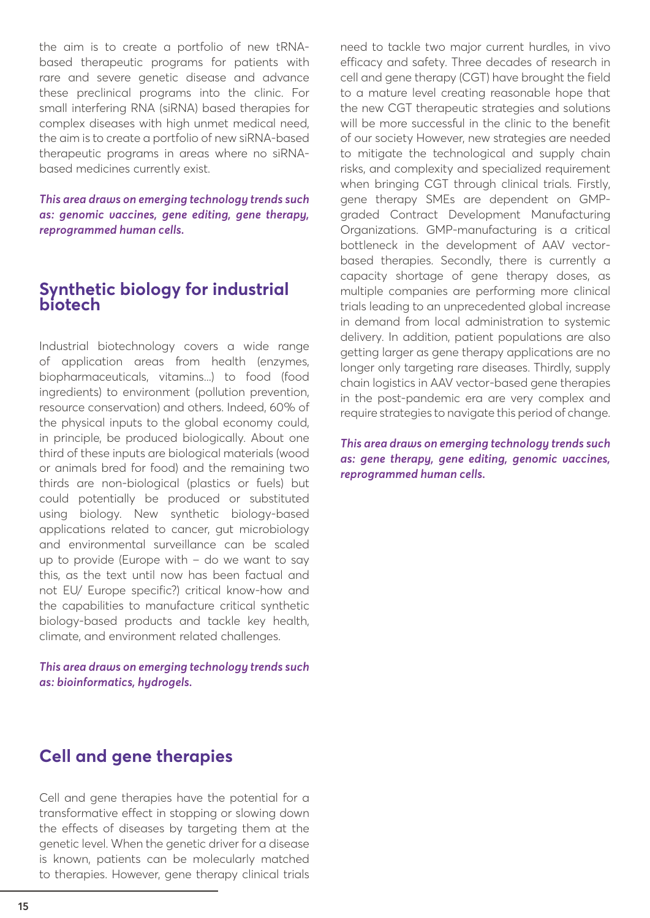the aim is to create a portfolio of new tRNA-based therapeutic programs for patients with rare and severe genetic disease and advance these preclinical programs into the clinic. For small interfering RNA (siRNA) based therapies for complex diseases with high unmet medical need, the aim is to create a portfolio of new siRNA-based therapeutic programs in areas where no siRNA-based medicines currently exist.

***This area draws on emerging technology trends such as: genomic vaccines, gene editing, gene therapy, reprogrammed human cells.***

## Synthetic biology for industrial biotech

Industrial biotechnology covers a wide range of application areas from health (enzymes, biopharmaceuticals, vitamins...) to food (food ingredients) to environment (pollution prevention, resource conservation) and others. Indeed, 60% of the physical inputs to the global economy could, in principle, be produced biologically. About one third of these inputs are biological materials (wood or animals bred for food) and the remaining two thirds are non-biological (plastics or fuels) but could potentially be produced or substituted using biology. New synthetic biology-based applications related to cancer, gut microbiology and environmental surveillance can be scaled up to provide (Europe with – do we want to say this, as the text until now has been factual and not EU/ Europe specific?) critical know-how and the capabilities to manufacture critical synthetic biology-based products and tackle key health, climate, and environment related challenges.

***This area draws on emerging technology trends such as: bioinformatics, hydrogels.***

## Cell and gene therapies

Cell and gene therapies have the potential for a transformative effect in stopping or slowing down the effects of diseases by targeting them at the genetic level. When the genetic driver for a disease is known, patients can be molecularly matched to therapies. However, gene therapy clinical trials need to tackle two major current hurdles, in vivo efficacy and safety. Three decades of research in cell and gene therapy (CGT) have brought the field to a mature level creating reasonable hope that the new CGT therapeutic strategies and solutions will be more successful in the clinic to the benefit of our society However, new strategies are needed to mitigate the technological and supply chain risks, and complexity and specialized requirement when bringing CGT through clinical trials. Firstly, gene therapy SMEs are dependent on GMP-graded Contract Development Manufacturing Organizations. GMP-manufacturing is a critical bottleneck in the development of AAV vector-based therapies. Secondly, there is currently a capacity shortage of gene therapy doses, as multiple companies are performing more clinical trials leading to an unprecedented global increase in demand from local administration to systemic delivery. In addition, patient populations are also getting larger as gene therapy applications are no longer only targeting rare diseases. Thirdly, supply chain logistics in AAV vector-based gene therapies in the post-pandemic era are very complex and require strategies to navigate this period of change.

***This area draws on emerging technology trends such as: gene therapy, gene editing, genomic vaccines, reprogrammed human cells.***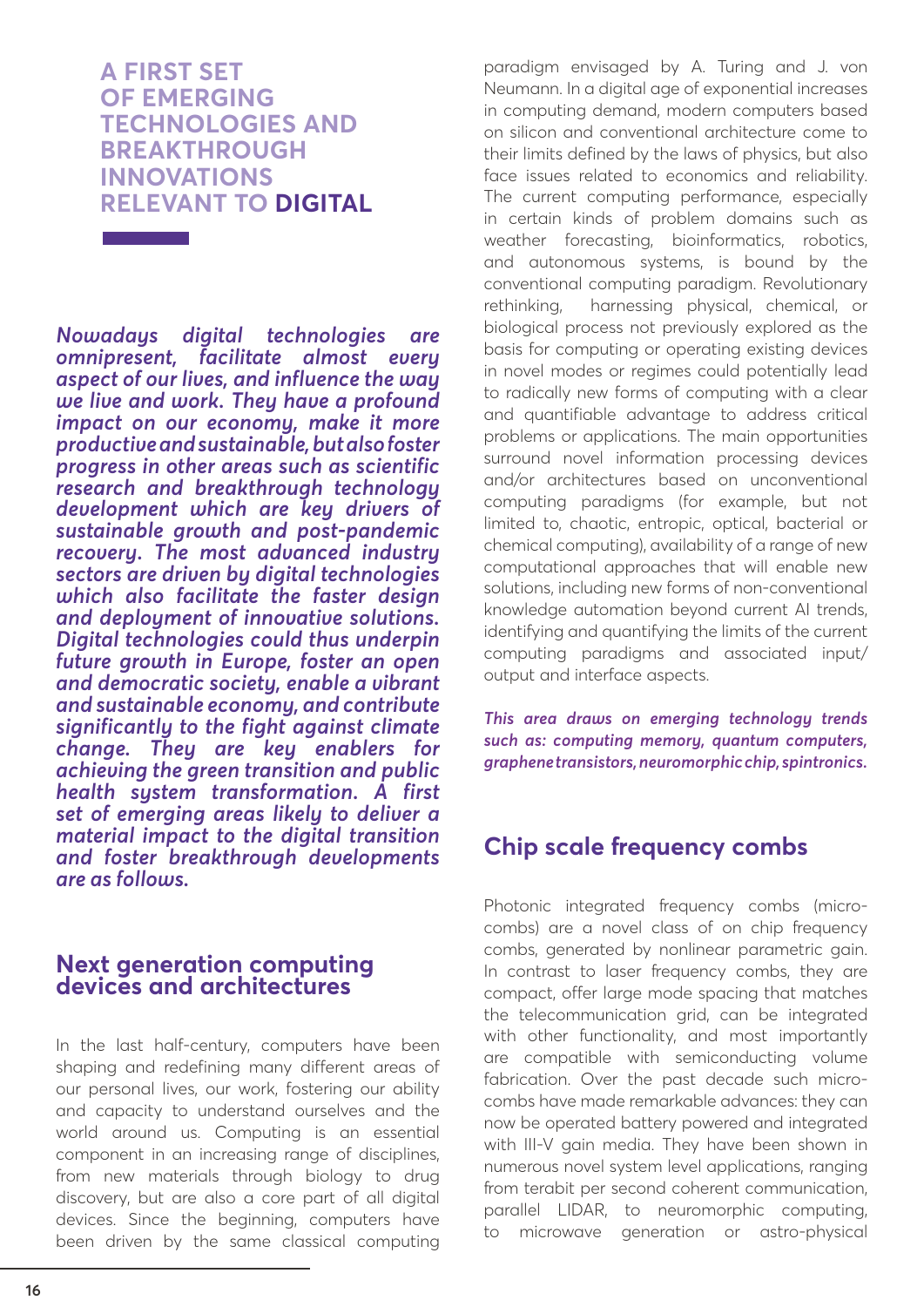## A FIRST SET OF EMERGING TECHNOLOGIES AND BREAKTHROUGH INNOVATIONS RELEVANT TO DIGITAL

***Nowadays digital technologies are omnipresent, facilitate almost every aspect of our lives, and influence the way we live and work. They have a profound impact on our economy, make it more productive and sustainable, but also foster progress in other areas such as scientific research and breakthrough technology development which are key drivers of sustainable growth and post-pandemic recovery. The most advanced industry sectors are driven by digital technologies which also facilitate the faster design and deployment of innovative solutions. Digital technologies could thus underpin future growth in Europe, foster an open and democratic society, enable a vibrant and sustainable economy, and contribute significantly to the fight against climate change. They are key enablers for achieving the green transition and public health system transformation. A first set of emerging areas likely to deliver a material impact to the digital transition and foster breakthrough developments are as follows.***

### Next generation computing devices and architectures

In the last half-century, computers have been shaping and redefining many different areas of our personal lives, our work, fostering our ability and capacity to understand ourselves and the world around us. Computing is an essential component in an increasing range of disciplines, from new materials through biology to drug discovery, but are also a core part of all digital devices. Since the beginning, computers have been driven by the same classical computing paradigm envisaged by A. Turing and J. von Neumann. In a digital age of exponential increases in computing demand, modern computers based on silicon and conventional architecture come to their limits defined by the laws of physics, but also face issues related to economics and reliability. The current computing performance, especially in certain kinds of problem domains such as weather forecasting, bioinformatics, robotics, and autonomous systems, is bound by the conventional computing paradigm. Revolutionary rethinking, harnessing physical, chemical, or biological process not previously explored as the basis for computing or operating existing devices in novel modes or regimes could potentially lead to radically new forms of computing with a clear and quantifiable advantage to address critical problems or applications. The main opportunities surround novel information processing devices and/or architectures based on unconventional computing paradigms (for example, but not limited to, chaotic, entropic, optical, bacterial or chemical computing), availability of a range of new computational approaches that will enable new solutions, including new forms of non-conventional knowledge automation beyond current AI trends, identifying and quantifying the limits of the current computing paradigms and associated input/output and interface aspects.

***This area draws on emerging technology trends such as: computing memory, quantum computers, graphene transistors, neuromorphic chip, spintronics.***

### Chip scale frequency combs

Photonic integrated frequency combs (micro-combs) are a novel class of on chip frequency combs, generated by nonlinear parametric gain. In contrast to laser frequency combs, they are compact, offer large mode spacing that matches the telecommunication grid, can be integrated with other functionality, and most importantly are compatible with semiconducting volume fabrication. Over the past decade such micro-combs have made remarkable advances: they can now be operated battery powered and integrated with III-V gain media. They have been shown in numerous novel system level applications, ranging from terabit per second coherent communication, parallel LIDAR, to neuromorphic computing, to microwave generation or astro-physical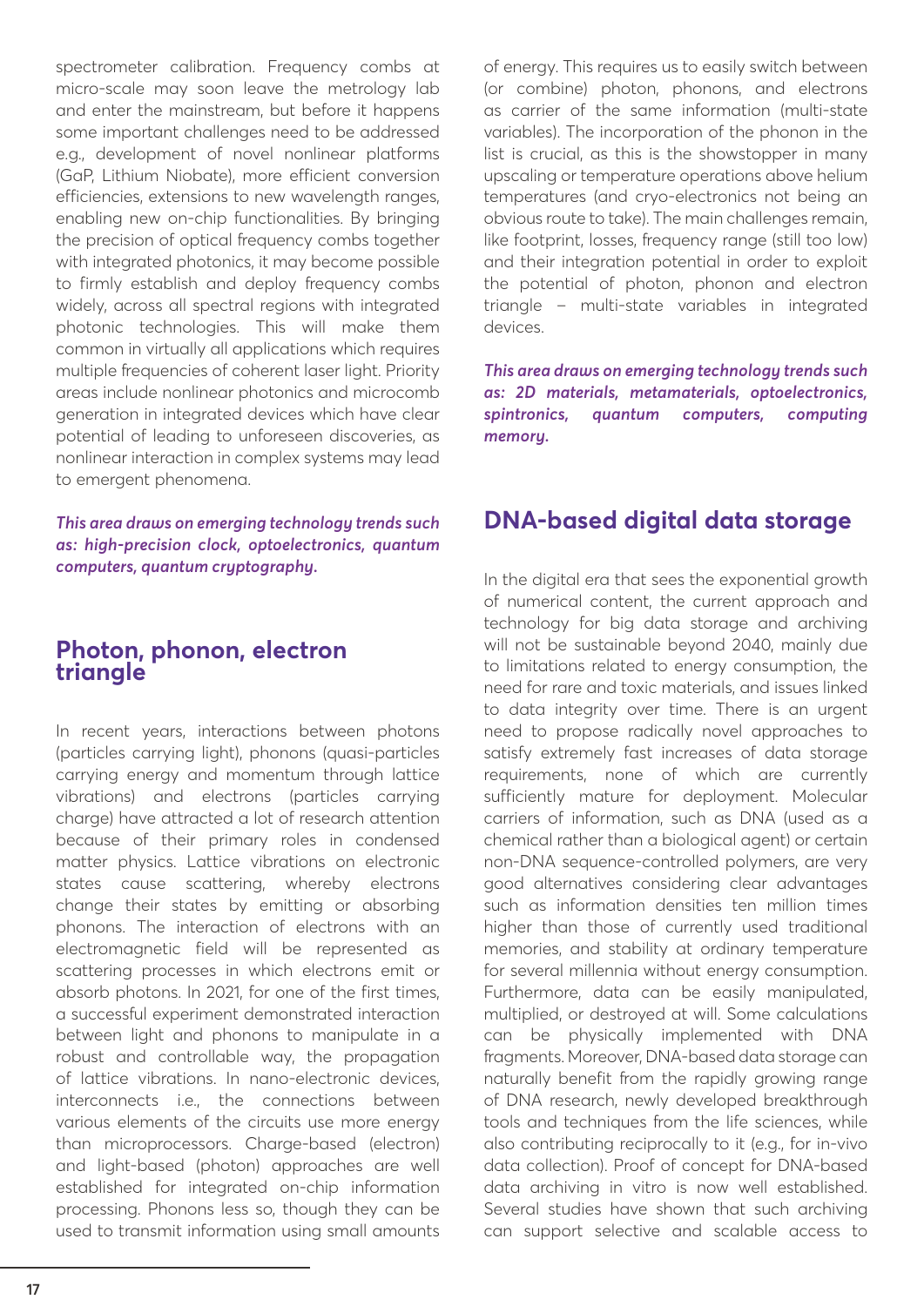spectrometer calibration. Frequency combs at micro-scale may soon leave the metrology lab and enter the mainstream, but before it happens some important challenges need to be addressed e.g., development of novel nonlinear platforms (GaP, Lithium Niobate), more efficient conversion efficiencies, extensions to new wavelength ranges, enabling new on-chip functionalities. By bringing the precision of optical frequency combs together with integrated photonics, it may become possible to firmly establish and deploy frequency combs widely, across all spectral regions with integrated photonic technologies. This will make them common in virtually all applications which requires multiple frequencies of coherent laser light. Priority areas include nonlinear photonics and microcomb generation in integrated devices which have clear potential of leading to unforeseen discoveries, as nonlinear interaction in complex systems may lead to emergent phenomena.

***This area draws on emerging technology trends such as: high-precision clock, optoelectronics, quantum computers, quantum cryptography.***

## Photon, phonon, electron triangle

In recent years, interactions between photons (particles carrying light), phonons (quasi-particles carrying energy and momentum through lattice vibrations) and electrons (particles carrying charge) have attracted a lot of research attention because of their primary roles in condensed matter physics. Lattice vibrations on electronic states cause scattering, whereby electrons change their states by emitting or absorbing phonons. The interaction of electrons with an electromagnetic field will be represented as scattering processes in which electrons emit or absorb photons. In 2021, for one of the first times, a successful experiment demonstrated interaction between light and phonons to manipulate in a robust and controllable way, the propagation of lattice vibrations. In nano-electronic devices, interconnects i.e., the connections between various elements of the circuits use more energy than microprocessors. Charge-based (electron) and light-based (photon) approaches are well established for integrated on-chip information processing. Phonons less so, though they can be used to transmit information using small amounts of energy. This requires us to easily switch between (or combine) photon, phonons, and electrons as carrier of the same information (multi-state variables). The incorporation of the phonon in the list is crucial, as this is the showstopper in many upscaling or temperature operations above helium temperatures (and cryo-electronics not being an obvious route to take). The main challenges remain, like footprint, losses, frequency range (still too low) and their integration potential in order to exploit the potential of photon, phonon and electron triangle – multi-state variables in integrated devices.

***This area draws on emerging technology trends such as: 2D materials, metamaterials, optoelectronics, spintronics, quantum computers, computing memory.***

## DNA-based digital data storage

In the digital era that sees the exponential growth of numerical content, the current approach and technology for big data storage and archiving will not be sustainable beyond 2040, mainly due to limitations related to energy consumption, the need for rare and toxic materials, and issues linked to data integrity over time. There is an urgent need to propose radically novel approaches to satisfy extremely fast increases of data storage requirements, none of which are currently sufficiently mature for deployment. Molecular carriers of information, such as DNA (used as a chemical rather than a biological agent) or certain non-DNA sequence-controlled polymers, are very good alternatives considering clear advantages such as information densities ten million times higher than those of currently used traditional memories, and stability at ordinary temperature for several millennia without energy consumption. Furthermore, data can be easily manipulated, multiplied, or destroyed at will. Some calculations can be physically implemented with DNA fragments. Moreover, DNA-based data storage can naturally benefit from the rapidly growing range of DNA research, newly developed breakthrough tools and techniques from the life sciences, while also contributing reciprocally to it (e.g., for in-vivo data collection). Proof of concept for DNA-based data archiving in vitro is now well established. Several studies have shown that such archiving can support selective and scalable access to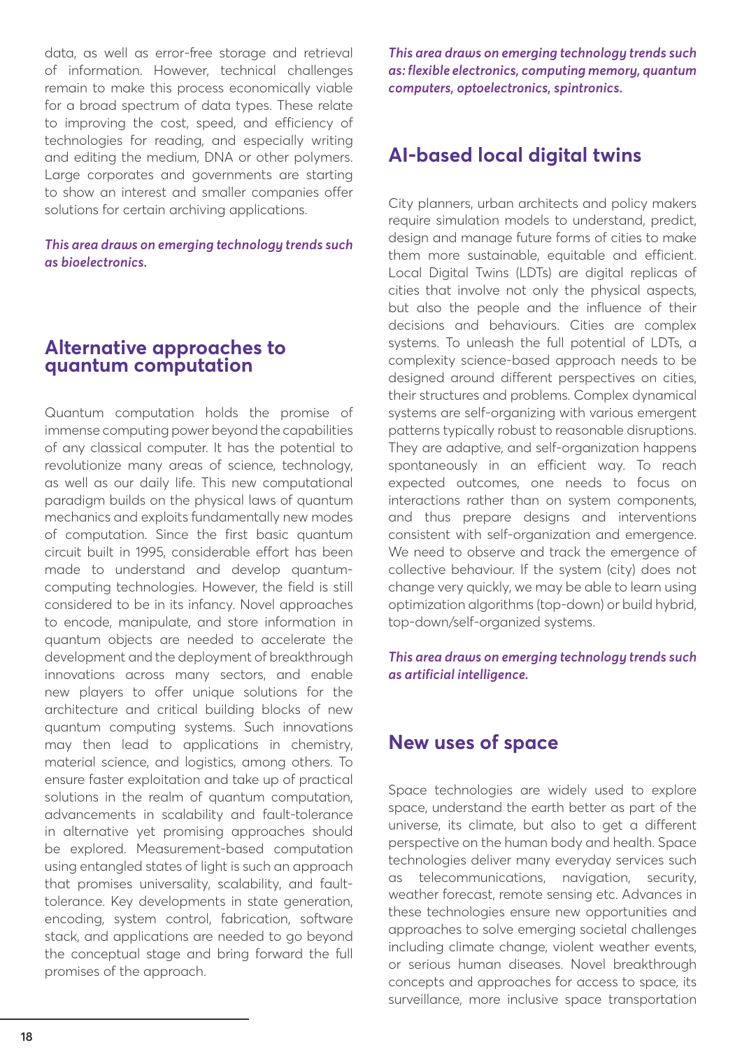data, as well as error-free storage and retrieval of information. However, technical challenges remain to make this process economically viable for a broad spectrum of data types. These relate to improving the cost, speed, and efficiency of technologies for reading, and especially writing and editing the medium, DNA or other polymers. Large corporates and governments are starting to show an interest and smaller companies offer solutions for certain archiving applications.

***This area draws on emerging technology trends such as bioelectronics.***

## Alternative approaches to quantum computation

Quantum computation holds the promise of immense computing power beyond the capabilities of any classical computer. It has the potential to revolutionize many areas of science, technology, as well as our daily life. This new computational paradigm builds on the physical laws of quantum mechanics and exploits fundamentally new modes of computation. Since the first basic quantum circuit built in 1995, considerable effort has been made to understand and develop quantum-computing technologies. However, the field is still considered to be in its infancy. Novel approaches to encode, manipulate, and store information in quantum objects are needed to accelerate the development and the deployment of breakthrough innovations across many sectors, and enable new players to offer unique solutions for the architecture and critical building blocks of new quantum computing systems. Such innovations may then lead to applications in chemistry, material science, and logistics, among others. To ensure faster exploitation and take up of practical solutions in the realm of quantum computation, advancements in scalability and fault-tolerance in alternative yet promising approaches should be explored. Measurement-based computation using entangled states of light is such an approach that promises universality, scalability, and fault-tolerance. Key developments in state generation, encoding, system control, fabrication, software stack, and applications are needed to go beyond the conceptual stage and bring forward the full promises of the approach.

***This area draws on emerging technology trends such as: flexible electronics, computing memory, quantum computers, optoelectronics, spintronics.***

## AI-based local digital twins

City planners, urban architects and policy makers require simulation models to understand, predict, design and manage future forms of cities to make them more sustainable, equitable and efficient. Local Digital Twins (LDTs) are digital replicas of cities that involve not only the physical aspects, but also the people and the influence of their decisions and behaviours. Cities are complex systems. To unleash the full potential of LDTs, a complexity science-based approach needs to be designed around different perspectives on cities, their structures and problems. Complex dynamical systems are self-organizing with various emergent patterns typically robust to reasonable disruptions. They are adaptive, and self-organization happens spontaneously in an efficient way. To reach expected outcomes, one needs to focus on interactions rather than on system components, and thus prepare designs and interventions consistent with self-organization and emergence. We need to observe and track the emergence of collective behaviour. If the system (city) does not change very quickly, we may be able to learn using optimization algorithms (top-down) or build hybrid, top-down/self-organized systems.

***This area draws on emerging technology trends such as artificial intelligence.***

## New uses of space

Space technologies are widely used to explore space, understand the earth better as part of the universe, its climate, but also to get a different perspective on the human body and health. Space technologies deliver many everyday services such as telecommunications, navigation, security, weather forecast, remote sensing etc. Advances in these technologies ensure new opportunities and approaches to solve emerging societal challenges including climate change, violent weather events, or serious human diseases. Novel breakthrough concepts and approaches for access to space, its surveillance, more inclusive space transportation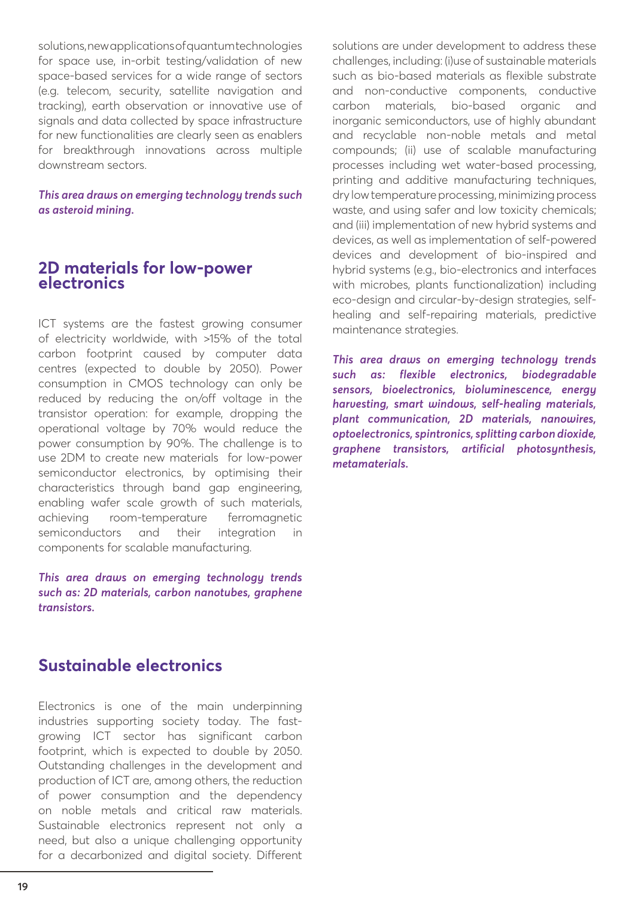solutions, new applications of quantum technologies for space use, in-orbit testing/validation of new space-based services for a wide range of sectors (e.g. telecom, security, satellite navigation and tracking), earth observation or innovative use of signals and data collected by space infrastructure for new functionalities are clearly seen as enablers for breakthrough innovations across multiple downstream sectors.

***This area draws on emerging technology trends such as asteroid mining.***

## 2D materials for low-power electronics

ICT systems are the fastest growing consumer of electricity worldwide, with >15% of the total carbon footprint caused by computer data centres (expected to double by 2050). Power consumption in CMOS technology can only be reduced by reducing the on/off voltage in the transistor operation: for example, dropping the operational voltage by 70% would reduce the power consumption by 90%. The challenge is to use 2DM to create new materials for low-power semiconductor electronics, by optimising their characteristics through band gap engineering, enabling wafer scale growth of such materials, achieving room-temperature ferromagnetic semiconductors and their integration in components for scalable manufacturing.

***This area draws on emerging technology trends such as: 2D materials, carbon nanotubes, graphene transistors.***

## Sustainable electronics

Electronics is one of the main underpinning industries supporting society today. The fast-growing ICT sector has significant carbon footprint, which is expected to double by 2050. Outstanding challenges in the development and production of ICT are, among others, the reduction of power consumption and the dependency on noble metals and critical raw materials. Sustainable electronics represent not only a need, but also a unique challenging opportunity for a decarbonized and digital society. Different solutions are under development to address these challenges, including: (i)use of sustainable materials such as bio-based materials as flexible substrate and non-conductive components, conductive carbon materials, bio-based organic and inorganic semiconductors, use of highly abundant and recyclable non-noble metals and metal compounds; (ii) use of scalable manufacturing processes including wet water-based processing, printing and additive manufacturing techniques, dry low temperature processing, minimizing process waste, and using safer and low toxicity chemicals; and (iii) implementation of new hybrid systems and devices, as well as implementation of self-powered devices and development of bio-inspired and hybrid systems (e.g., bio-electronics and interfaces with microbes, plants functionalization) including eco-design and circular-by-design strategies, self-healing and self-repairing materials, predictive maintenance strategies.

***This area draws on emerging technology trends such as: flexible electronics, biodegradable sensors, bioelectronics, bioluminescence, energy harvesting, smart windows, self-healing materials, plant communication, 2D materials, nanowires, optoelectronics, spintronics, splitting carbon dioxide, graphene transistors, artificial photosynthesis, metamaterials.***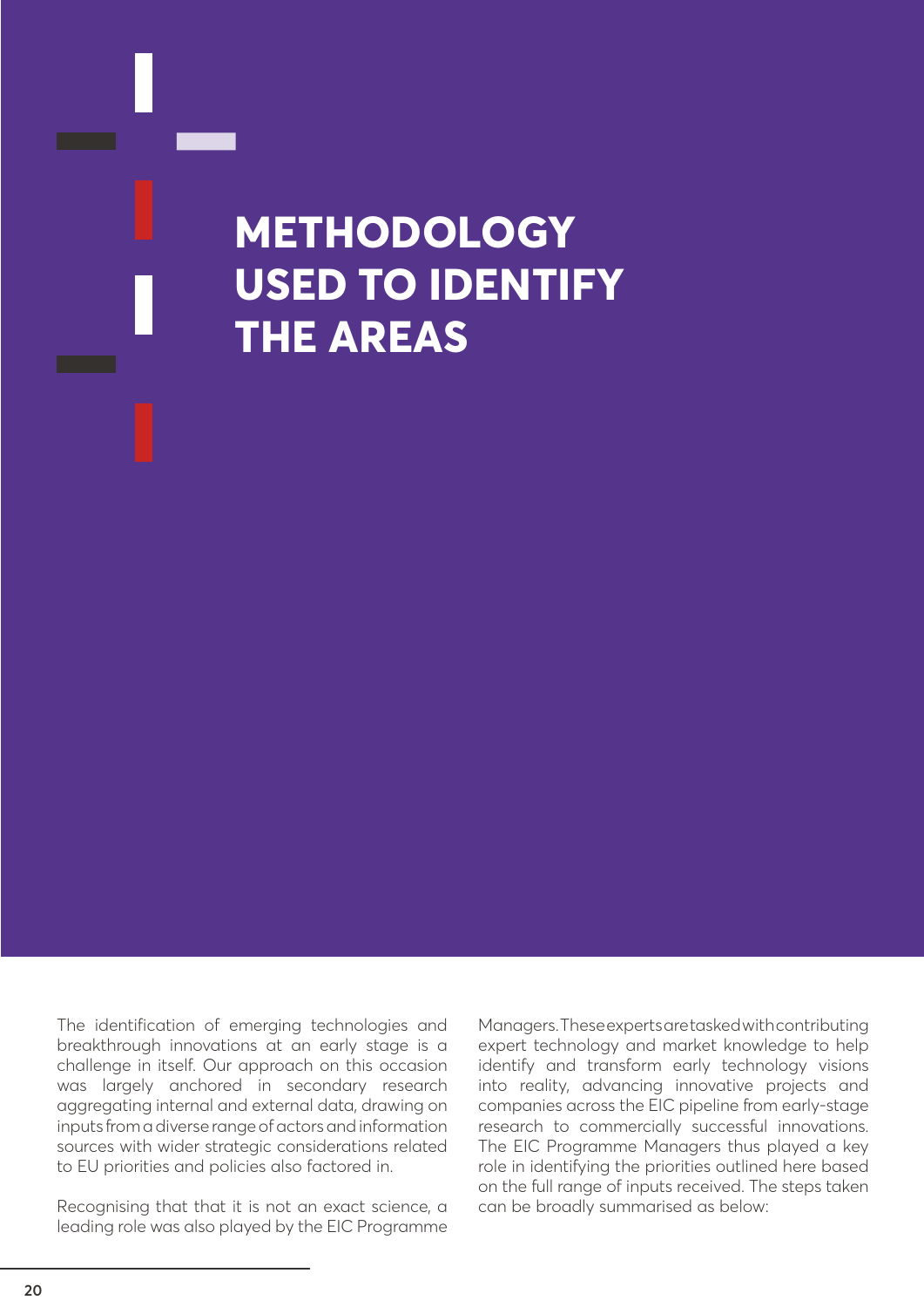# METHODOLOGY USED TO IDENTIFY THE AREAS

The identification of emerging technologies and breakthrough innovations at an early stage is a challenge in itself. Our approach on this occasion was largely anchored in secondary research aggregating internal and external data, drawing on inputs from a diverse range of actors and information sources with wider strategic considerations related to EU priorities and policies also factored in.

Recognising that that it is not an exact science, a leading role was also played by the EIC Programme Managers. These experts are tasked with contributing expert technology and market knowledge to help identify and transform early technology visions into reality, advancing innovative projects and companies across the EIC pipeline from early-stage research to commercially successful innovations. The EIC Programme Managers thus played a key role in identifying the priorities outlined here based on the full range of inputs received. The steps taken can be broadly summarised as below: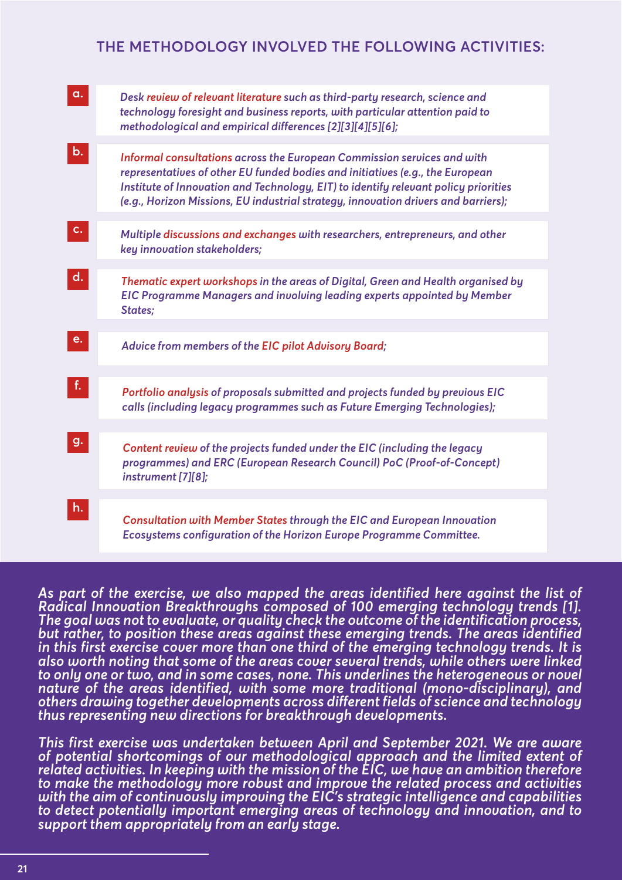## THE METHODOLOGY INVOLVED THE FOLLOWING ACTIVITIES:

a. *Desk review of relevant literature such as third-party research, science and technology foresight and business reports, with particular attention paid to methodological and empirical differences [2][3][4][5][6];*

b. *Informal consultations across the European Commission services and with representatives of other EU funded bodies and initiatives (e.g., the European Institute of Innovation and Technology, EIT) to identify relevant policy priorities (e.g., Horizon Missions, EU industrial strategy, innovation drivers and barriers);*

c. *Multiple discussions and exchanges with researchers, entrepreneurs, and other key innovation stakeholders;*

d. *Thematic expert workshops in the areas of Digital, Green and Health organised by EIC Programme Managers and involving leading experts appointed by Member States;*

e. *Advice from members of the EIC pilot Advisory Board;*

f. *Portfolio analysis of proposals submitted and projects funded by previous EIC calls (including legacy programmes such as Future Emerging Technologies);*

g. *Content review of the projects funded under the EIC (including the legacy programmes) and ERC (European Research Council) PoC (Proof-of-Concept) instrument [7][8];*

h. *Consultation with Member States through the EIC and European Innovation Ecosystems configuration of the Horizon Europe Programme Committee.*

*As part of the exercise, we also mapped the areas identified here against the list of Radical Innovation Breakthroughs composed of 100 emerging technology trends [1]. The goal was not to evaluate, or quality check the outcome of the identification process, but rather, to position these areas against these emerging trends. The areas identified in this first exercise cover more than one third of the emerging technology trends. It is also worth noting that some of the areas cover several trends, while others were linked to only one or two, and in some cases, none. This underlines the heterogeneous or novel nature of the areas identified, with some more traditional (mono-disciplinary), and others drawing together developments across different fields of science and technology thus representing new directions for breakthrough developments.*

*This first exercise was undertaken between April and September 2021. We are aware of potential shortcomings of our methodological approach and the limited extent of related activities. In keeping with the mission of the EIC, we have an ambition therefore to make the methodology more robust and improve the related process and activities with the aim of continuously improving the EIC's strategic intelligence and capabilities to detect potentially important emerging areas of technology and innovation, and to support them appropriately from an early stage.*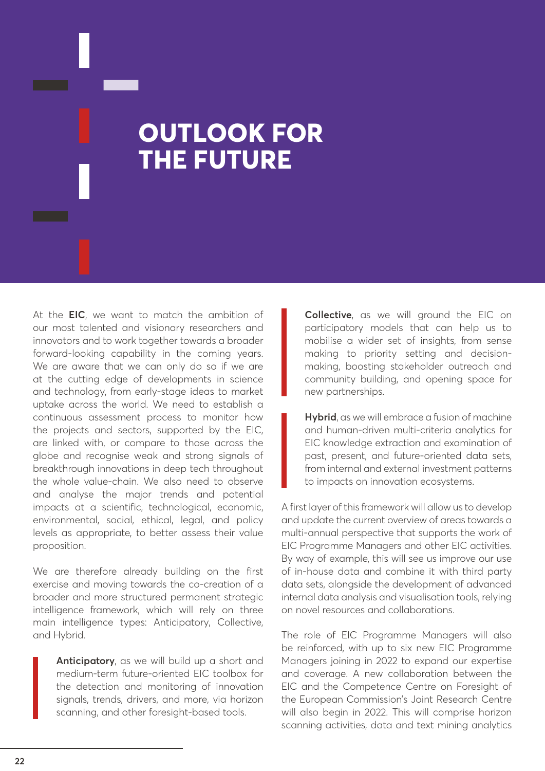# OUTLOOK FOR THE FUTURE

At the **EIC**, we want to match the ambition of our most talented and visionary researchers and innovators and to work together towards a broader forward-looking capability in the coming years. We are aware that we can only do so if we are at the cutting edge of developments in science and technology, from early-stage ideas to market uptake across the world. We need to establish a continuous assessment process to monitor how the projects and sectors, supported by the EIC, are linked with, or compare to those across the globe and recognise weak and strong signals of breakthrough innovations in deep tech throughout the whole value-chain. We also need to observe and analyse the major trends and potential impacts at a scientific, technological, economic, environmental, social, ethical, legal, and policy levels as appropriate, to better assess their value proposition.

We are therefore already building on the first exercise and moving towards the co-creation of a broader and more structured permanent strategic intelligence framework, which will rely on three main intelligence types: Anticipatory, Collective, and Hybrid.

> **Anticipatory**, as we will build up a short and medium-term future-oriented EIC toolbox for the detection and monitoring of innovation signals, trends, drivers, and more, via horizon scanning, and other foresight-based tools.

> **Collective**, as we will ground the EIC on participatory models that can help us to mobilise a wider set of insights, from sense making to priority setting and decision-making, boosting stakeholder outreach and community building, and opening space for new partnerships.

> **Hybrid**, as we will embrace a fusion of machine and human-driven multi-criteria analytics for EIC knowledge extraction and examination of past, present, and future-oriented data sets, from internal and external investment patterns to impacts on innovation ecosystems.

A first layer of this framework will allow us to develop and update the current overview of areas towards a multi-annual perspective that supports the work of EIC Programme Managers and other EIC activities. By way of example, this will see us improve our use of in-house data and combine it with third party data sets, alongside the development of advanced internal data analysis and visualisation tools, relying on novel resources and collaborations.

The role of EIC Programme Managers will also be reinforced, with up to six new EIC Programme Managers joining in 2022 to expand our expertise and coverage. A new collaboration between the EIC and the Competence Centre on Foresight of the European Commission's Joint Research Centre will also begin in 2022. This will comprise horizon scanning activities, data and text mining analytics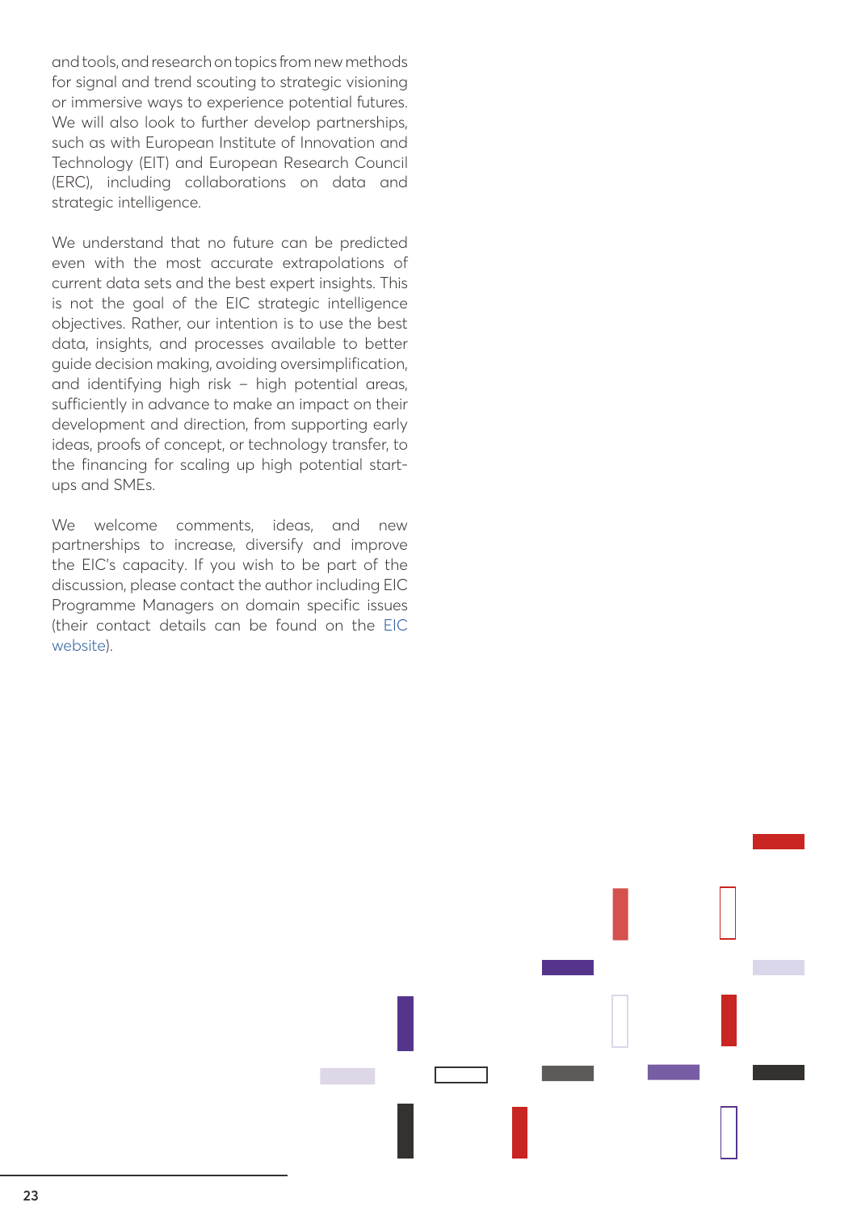and tools, and research on topics from new methods for signal and trend scouting to strategic visioning or immersive ways to experience potential futures. We will also look to further develop partnerships, such as with European Institute of Innovation and Technology (EIT) and European Research Council (ERC), including collaborations on data and strategic intelligence.

We understand that no future can be predicted even with the most accurate extrapolations of current data sets and the best expert insights. This is not the goal of the EIC strategic intelligence objectives. Rather, our intention is to use the best data, insights, and processes available to better guide decision making, avoiding oversimplification, and identifying high risk – high potential areas, sufficiently in advance to make an impact on their development and direction, from supporting early ideas, proofs of concept, or technology transfer, to the financing for scaling up high potential start-ups and SMEs.

We welcome comments, ideas, and new partnerships to increase, diversify and improve the EIC's capacity. If you wish to be part of the discussion, please contact the author including EIC Programme Managers on domain specific issues (their contact details can be found on the EIC website).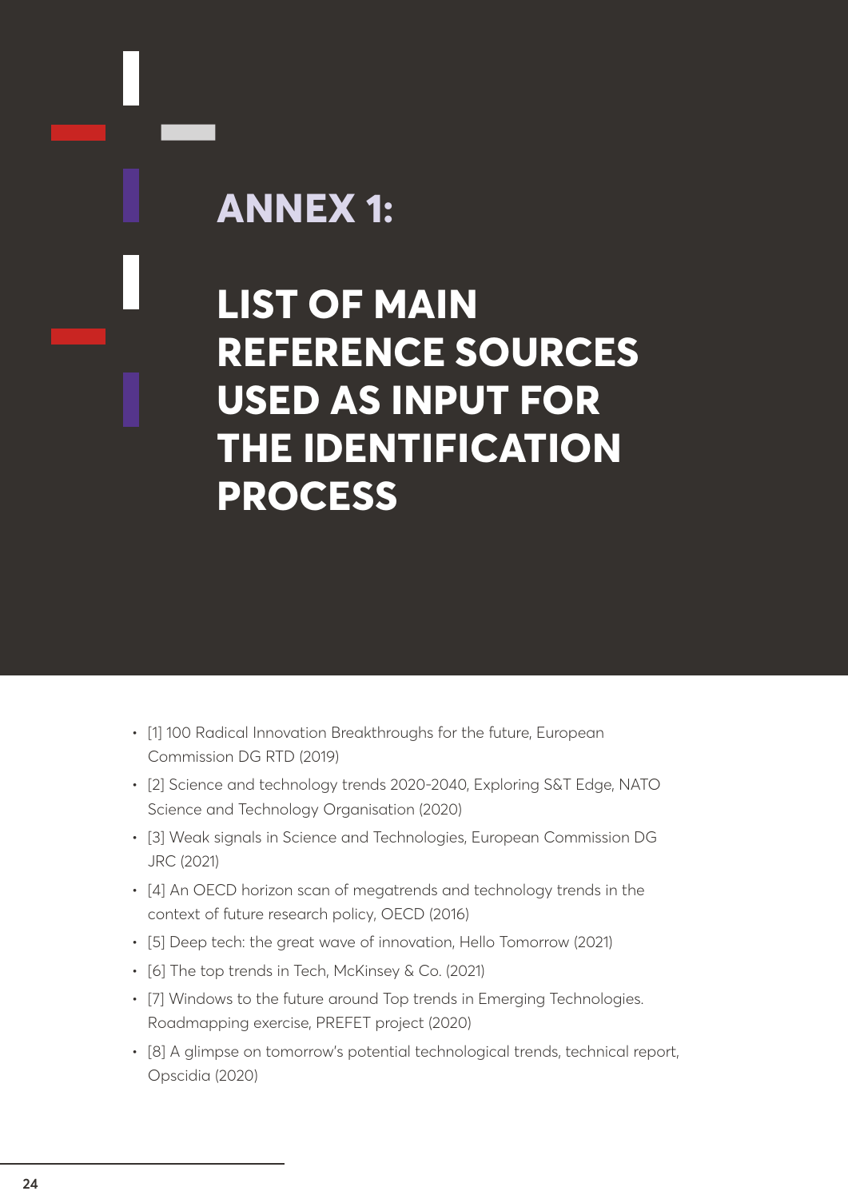# ANNEX 1:

# LIST OF MAIN REFERENCE SOURCES USED AS INPUT FOR THE IDENTIFICATION PROCESS

- [1] 100 Radical Innovation Breakthroughs for the future, European Commission DG RTD (2019)
- [2] Science and technology trends 2020-2040, Exploring S&T Edge, NATO Science and Technology Organisation (2020)
- [3] Weak signals in Science and Technologies, European Commission DG JRC (2021)
- [4] An OECD horizon scan of megatrends and technology trends in the context of future research policy, OECD (2016)
- [5] Deep tech: the great wave of innovation, Hello Tomorrow (2021)
- [6] The top trends in Tech, McKinsey & Co. (2021)
- [7] Windows to the future around Top trends in Emerging Technologies. Roadmapping exercise, PREFET project (2020)
- [8] A glimpse on tomorrow's potential technological trends, technical report, Opscidia (2020)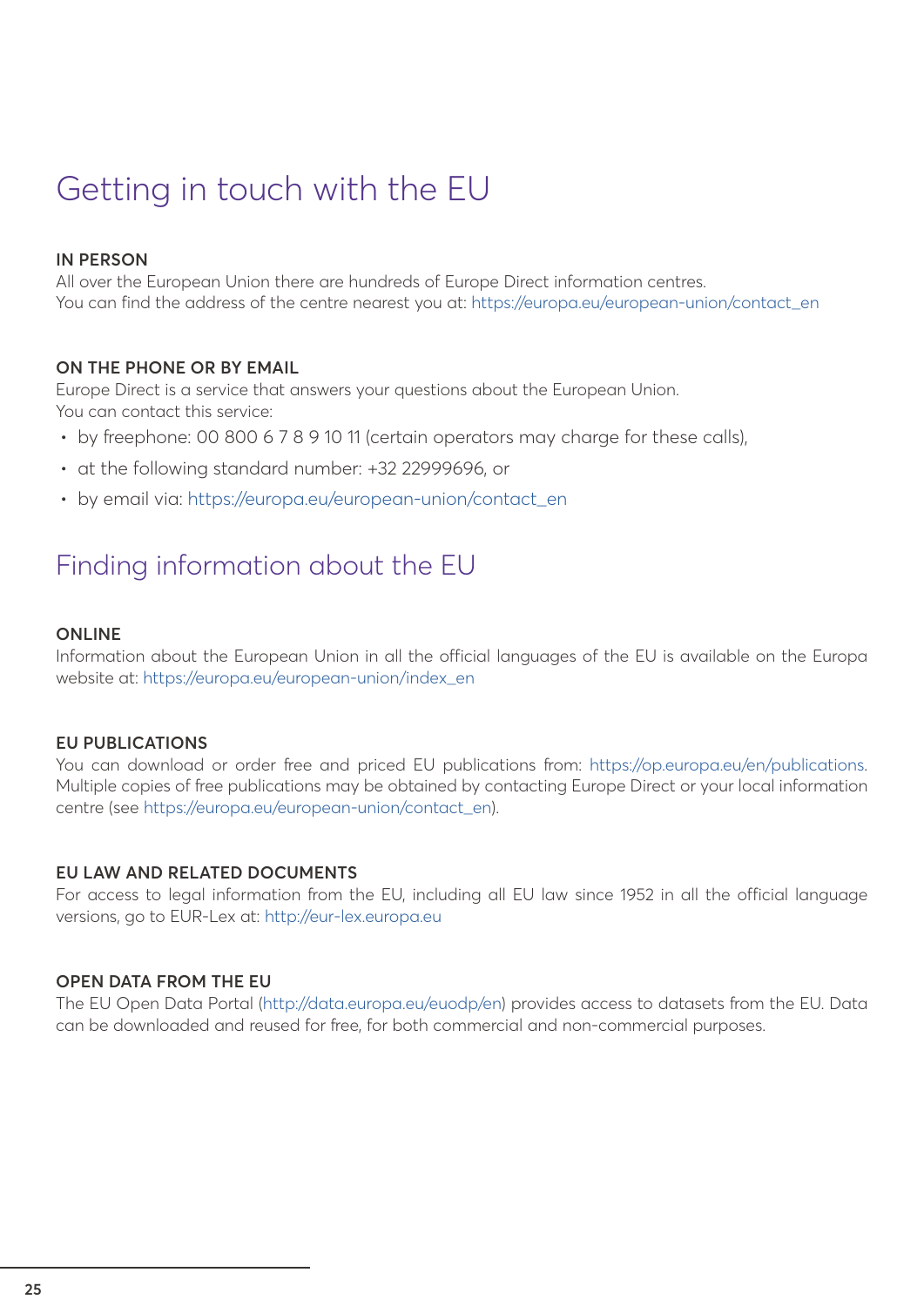# Getting in touch with the EU

**IN PERSON**

All over the European Union there are hundreds of Europe Direct information centres.
You can find the address of the centre nearest you at: https://europa.eu/european-union/contact_en

**ON THE PHONE OR BY EMAIL**

Europe Direct is a service that answers your questions about the European Union.
You can contact this service:

- by freephone: 00 800 6 7 8 9 10 11 (certain operators may charge for these calls),
- at the following standard number: +32 22999696, or
- by email via: https://europa.eu/european-union/contact_en

# Finding information about the EU

**ONLINE**

Information about the European Union in all the official languages of the EU is available on the Europa website at: https://europa.eu/european-union/index_en

**EU PUBLICATIONS**

You can download or order free and priced EU publications from: https://op.europa.eu/en/publications. Multiple copies of free publications may be obtained by contacting Europe Direct or your local information centre (see https://europa.eu/european-union/contact_en).

**EU LAW AND RELATED DOCUMENTS**

For access to legal information from the EU, including all EU law since 1952 in all the official language versions, go to EUR-Lex at: http://eur-lex.europa.eu

**OPEN DATA FROM THE EU**

The EU Open Data Portal (http://data.europa.eu/euodp/en) provides access to datasets from the EU. Data can be downloaded and reused for free, for both commercial and non-commercial purposes.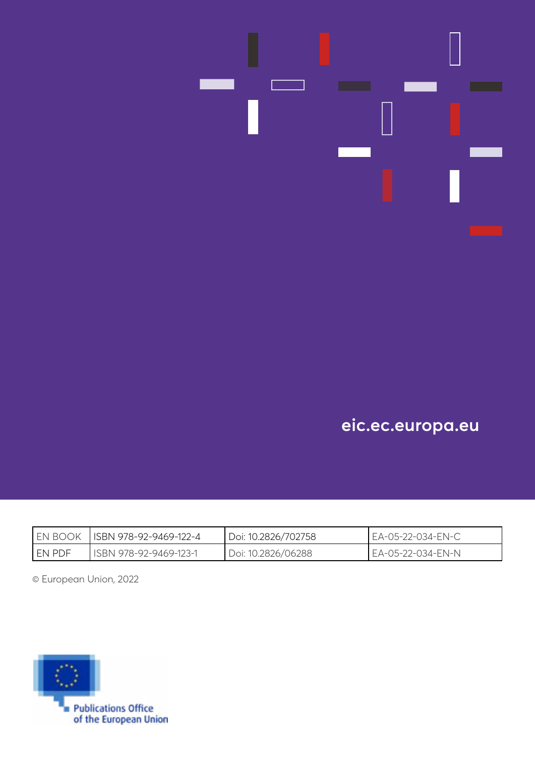eic.ec.europa.eu

| | | | |
|---|---|---|---|
| EN BOOK | ISBN 978-92-9469-122-4 | Doi: 10.2826/702758 | EA-05-22-034-EN-C |
| EN PDF | ISBN 978-92-9469-123-1 | Doi: 10.2826/06288 | EA-05-22-034-EN-N |

© European Union, 2022

Publications Office of the European Union